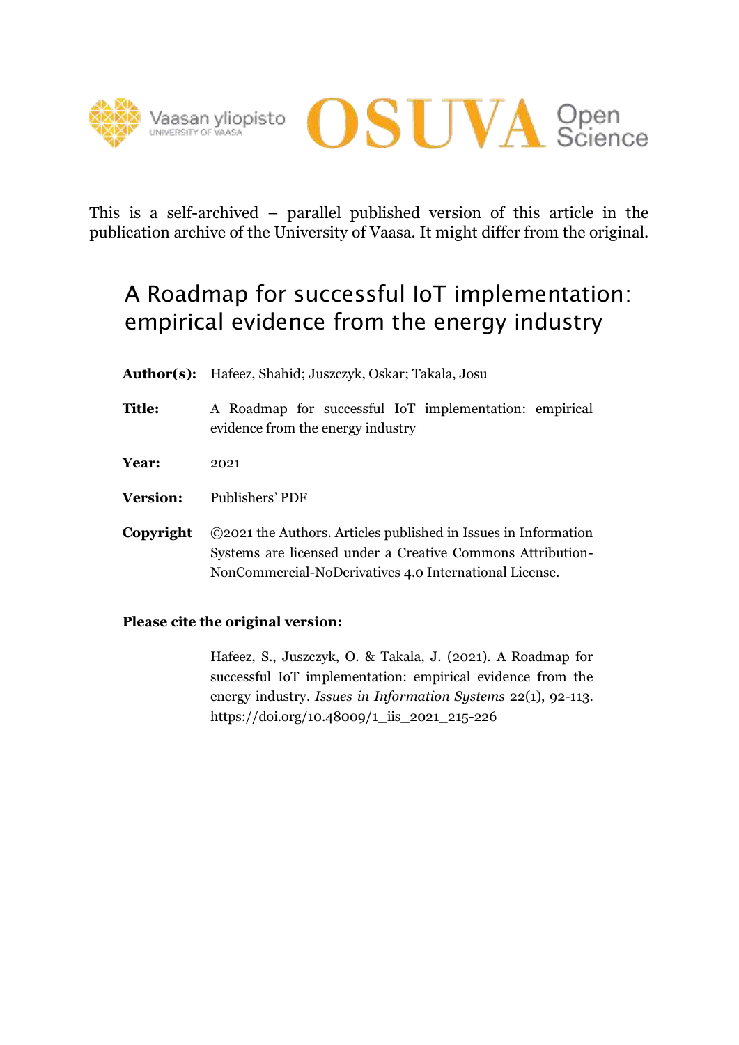This is a self-archived – parallel published version of this article in the publication archive of the University of Vaasa. It might differ from the original.

# A Roadmap for successful IoT implementation: empirical evidence from the energy industry

**Author(s):** Hafeez, Shahid; Juszczyk, Oskar; Takala, Josu

**Title:** A Roadmap for successful IoT implementation: empirical evidence from the energy industry

**Year:** 2021

**Version:** Publishers' PDF

**Copyright** ©2021 the Authors. Articles published in Issues in Information Systems are licensed under a Creative Commons Attribution-NonCommercial-NoDerivatives 4.0 International License.

**Please cite the original version:**

Hafeez, S., Juszczyk, O. & Takala, J. (2021). A Roadmap for successful IoT implementation: empirical evidence from the energy industry. *Issues in Information Systems* 22(1), 92-113. https://doi.org/10.48009/1_iis_2021_215-226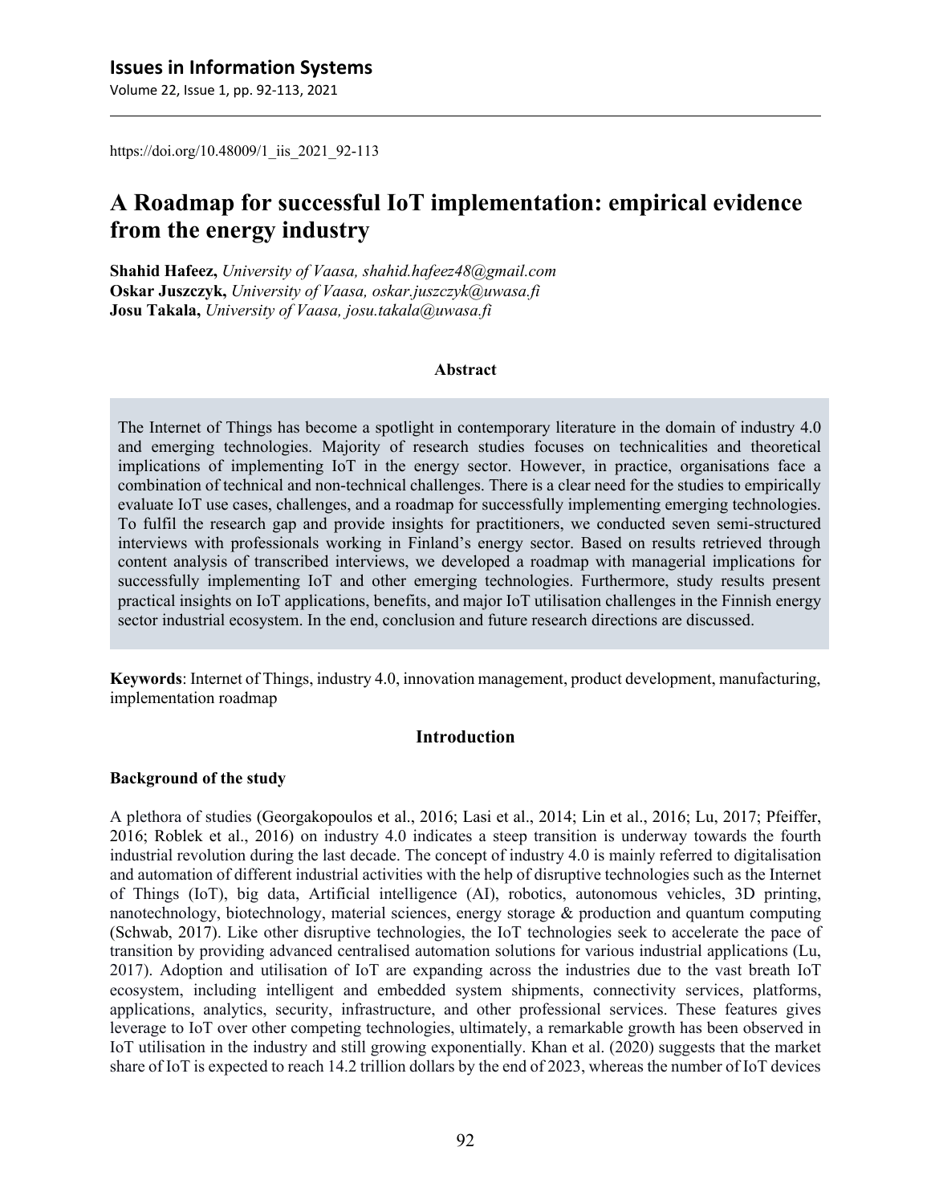https://doi.org/10.48009/1_iis_2021_92-113

# A Roadmap for successful IoT implementation: empirical evidence from the energy industry

**Shahid Hafeez,** *University of Vaasa, shahid.hafeez48@gmail.com*
**Oskar Juszczyk,** *University of Vaasa, oskar.juszczyk@uwasa.fi*
**Josu Takala,** *University of Vaasa, josu.takala@uwasa.fi*

## Abstract

The Internet of Things has become a spotlight in contemporary literature in the domain of industry 4.0 and emerging technologies. Majority of research studies focuses on technicalities and theoretical implications of implementing IoT in the energy sector. However, in practice, organisations face a combination of technical and non-technical challenges. There is a clear need for the studies to empirically evaluate IoT use cases, challenges, and a roadmap for successfully implementing emerging technologies. To fulfil the research gap and provide insights for practitioners, we conducted seven semi-structured interviews with professionals working in Finland's energy sector. Based on results retrieved through content analysis of transcribed interviews, we developed a roadmap with managerial implications for successfully implementing IoT and other emerging technologies. Furthermore, study results present practical insights on IoT applications, benefits, and major IoT utilisation challenges in the Finnish energy sector industrial ecosystem. In the end, conclusion and future research directions are discussed.

**Keywords**: Internet of Things, industry 4.0, innovation management, product development, manufacturing, implementation roadmap

## Introduction

### Background of the study

A plethora of studies (Georgakopoulos et al., 2016; Lasi et al., 2014; Lin et al., 2016; Lu, 2017; Pfeiffer, 2016; Roblek et al., 2016) on industry 4.0 indicates a steep transition is underway towards the fourth industrial revolution during the last decade. The concept of industry 4.0 is mainly referred to digitalisation and automation of different industrial activities with the help of disruptive technologies such as the Internet of Things (IoT), big data, Artificial intelligence (AI), robotics, autonomous vehicles, 3D printing, nanotechnology, biotechnology, material sciences, energy storage & production and quantum computing (Schwab, 2017). Like other disruptive technologies, the IoT technologies seek to accelerate the pace of transition by providing advanced centralised automation solutions for various industrial applications (Lu, 2017). Adoption and utilisation of IoT are expanding across the industries due to the vast breath IoT ecosystem, including intelligent and embedded system shipments, connectivity services, platforms, applications, analytics, security, infrastructure, and other professional services. These features gives leverage to IoT over other competing technologies, ultimately, a remarkable growth has been observed in IoT utilisation in the industry and still growing exponentially. Khan et al. (2020) suggests that the market share of IoT is expected to reach 14.2 trillion dollars by the end of 2023, whereas the number of IoT devices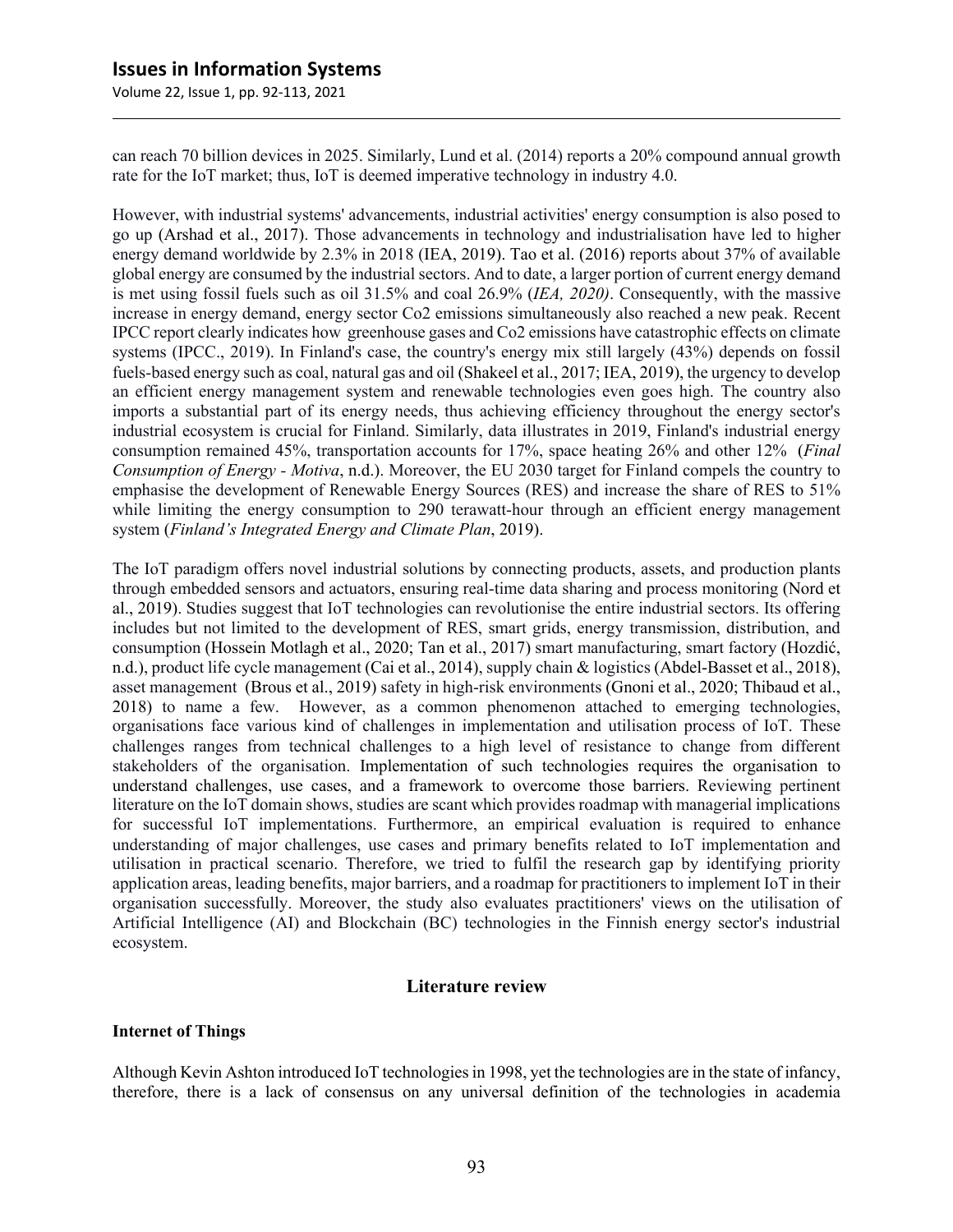can reach 70 billion devices in 2025. Similarly, Lund et al. (2014) reports a 20% compound annual growth rate for the IoT market; thus, IoT is deemed imperative technology in industry 4.0.

However, with industrial systems' advancements, industrial activities' energy consumption is also posed to go up (Arshad et al., 2017). Those advancements in technology and industrialisation have led to higher energy demand worldwide by 2.3% in 2018 (IEA, 2019). Tao et al. (2016) reports about 37% of available global energy are consumed by the industrial sectors. And to date, a larger portion of current energy demand is met using fossil fuels such as oil 31.5% and coal 26.9% (*IEA, 2020)*. Consequently, with the massive increase in energy demand, energy sector Co2 emissions simultaneously also reached a new peak. Recent IPCC report clearly indicates how greenhouse gases and Co2 emissions have catastrophic effects on climate systems (IPCC., 2019). In Finland's case, the country's energy mix still largely (43%) depends on fossil fuels-based energy such as coal, natural gas and oil (Shakeel et al., 2017; IEA, 2019), the urgency to develop an efficient energy management system and renewable technologies even goes high. The country also imports a substantial part of its energy needs, thus achieving efficiency throughout the energy sector's industrial ecosystem is crucial for Finland. Similarly, data illustrates in 2019, Finland's industrial energy consumption remained 45%, transportation accounts for 17%, space heating 26% and other 12% (*Final Consumption of Energy - Motiva*, n.d.). Moreover, the EU 2030 target for Finland compels the country to emphasise the development of Renewable Energy Sources (RES) and increase the share of RES to 51% while limiting the energy consumption to 290 terawatt-hour through an efficient energy management system (*Finland's Integrated Energy and Climate Plan*, 2019).

The IoT paradigm offers novel industrial solutions by connecting products, assets, and production plants through embedded sensors and actuators, ensuring real-time data sharing and process monitoring (Nord et al., 2019). Studies suggest that IoT technologies can revolutionise the entire industrial sectors. Its offering includes but not limited to the development of RES, smart grids, energy transmission, distribution, and consumption (Hossein Motlagh et al., 2020; Tan et al., 2017) smart manufacturing, smart factory (Hozdić, n.d.), product life cycle management (Cai et al., 2014), supply chain & logistics (Abdel-Basset et al., 2018), asset management (Brous et al., 2019) safety in high-risk environments (Gnoni et al., 2020; Thibaud et al., 2018) to name a few. However, as a common phenomenon attached to emerging technologies, organisations face various kind of challenges in implementation and utilisation process of IoT. These challenges ranges from technical challenges to a high level of resistance to change from different stakeholders of the organisation. Implementation of such technologies requires the organisation to understand challenges, use cases, and a framework to overcome those barriers. Reviewing pertinent literature on the IoT domain shows, studies are scant which provides roadmap with managerial implications for successful IoT implementations. Furthermore, an empirical evaluation is required to enhance understanding of major challenges, use cases and primary benefits related to IoT implementation and utilisation in practical scenario. Therefore, we tried to fulfil the research gap by identifying priority application areas, leading benefits, major barriers, and a roadmap for practitioners to implement IoT in their organisation successfully. Moreover, the study also evaluates practitioners' views on the utilisation of Artificial Intelligence (AI) and Blockchain (BC) technologies in the Finnish energy sector's industrial ecosystem.

## Literature review

### Internet of Things

Although Kevin Ashton introduced IoT technologies in 1998, yet the technologies are in the state of infancy, therefore, there is a lack of consensus on any universal definition of the technologies in academia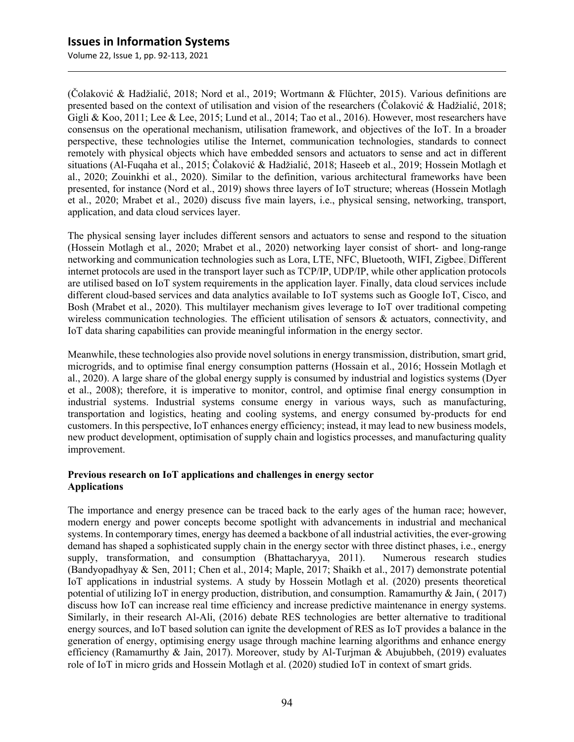(Čolaković & Hadžialić, 2018; Nord et al., 2019; Wortmann & Flüchter, 2015). Various definitions are presented based on the context of utilisation and vision of the researchers (Čolaković & Hadžialić, 2018; Gigli & Koo, 2011; Lee & Lee, 2015; Lund et al., 2014; Tao et al., 2016). However, most researchers have consensus on the operational mechanism, utilisation framework, and objectives of the IoT. In a broader perspective, these technologies utilise the Internet, communication technologies, standards to connect remotely with physical objects which have embedded sensors and actuators to sense and act in different situations (Al-Fuqaha et al., 2015; Čolaković & Hadžialić, 2018; Haseeb et al., 2019; Hossein Motlagh et al., 2020; Zouinkhi et al., 2020). Similar to the definition, various architectural frameworks have been presented, for instance (Nord et al., 2019) shows three layers of IoT structure; whereas (Hossein Motlagh et al., 2020; Mrabet et al., 2020) discuss five main layers, i.e., physical sensing, networking, transport, application, and data cloud services layer.

The physical sensing layer includes different sensors and actuators to sense and respond to the situation (Hossein Motlagh et al., 2020; Mrabet et al., 2020) networking layer consist of short- and long-range networking and communication technologies such as Lora, LTE, NFC, Bluetooth, WIFI, Zigbee. Different internet protocols are used in the transport layer such as TCP/IP, UDP/IP, while other application protocols are utilised based on IoT system requirements in the application layer. Finally, data cloud services include different cloud-based services and data analytics available to IoT systems such as Google IoT, Cisco, and Bosh (Mrabet et al., 2020). This multilayer mechanism gives leverage to IoT over traditional competing wireless communication technologies. The efficient utilisation of sensors & actuators, connectivity, and IoT data sharing capabilities can provide meaningful information in the energy sector.

Meanwhile, these technologies also provide novel solutions in energy transmission, distribution, smart grid, micrograms, and to optimise final energy consumption patterns (Hossain et al., 2016; Hossein Motlagh et al., 2020). A large share of the global energy supply is consumed by industrial and logistics systems (Dyer et al., 2008); therefore, it is imperative to monitor, control, and optimise final energy consumption in industrial systems. Industrial systems consume energy in various ways, such as manufacturing, transportation and logistics, heating and cooling systems, and energy consumed by-products for end customers. In this perspective, IoT enhances energy efficiency; instead, it may lead to new business models, new product development, optimisation of supply chain and logistics processes, and manufacturing quality improvement.

**Previous research on IoT applications and challenges in energy sector**

**Applications**

The importance and energy presence can be traced back to the early ages of the human race; however, modern energy and power concepts become spotlight with advancements in industrial and mechanical systems. In contemporary times, energy has deemed a backbone of all industrial activities, the ever-growing demand has shaped a sophisticated supply chain in the energy sector with three distinct phases, i.e., energy supply, transformation, and consumption (Bhattacharyya, 2011). Numerous research studies (Bandyopadhyay & Sen, 2011; Chen et al., 2014; Maple, 2017; Shaikh et al., 2017) demonstrate potential IoT applications in industrial systems. A study by Hossein Motlagh et al. (2020) presents theoretical potential of utilizing IoT in energy production, distribution, and consumption. Ramamurthy & Jain, ( 2017) discuss how IoT can increase real time efficiency and increase predictive maintenance in energy systems. Similarly, in their research Al-Ali, (2016) debate RES technologies are better alternative to traditional energy sources, and IoT based solution can ignite the development of RES as IoT provides a balance in the generation of energy, optimising energy usage through machine learning algorithms and enhance energy efficiency (Ramamurthy & Jain, 2017). Moreover, study by Al-Turjman & Abujubbeh, (2019) evaluates role of IoT in micro grids and Hossein Motlagh et al. (2020) studied IoT in context of smart grids.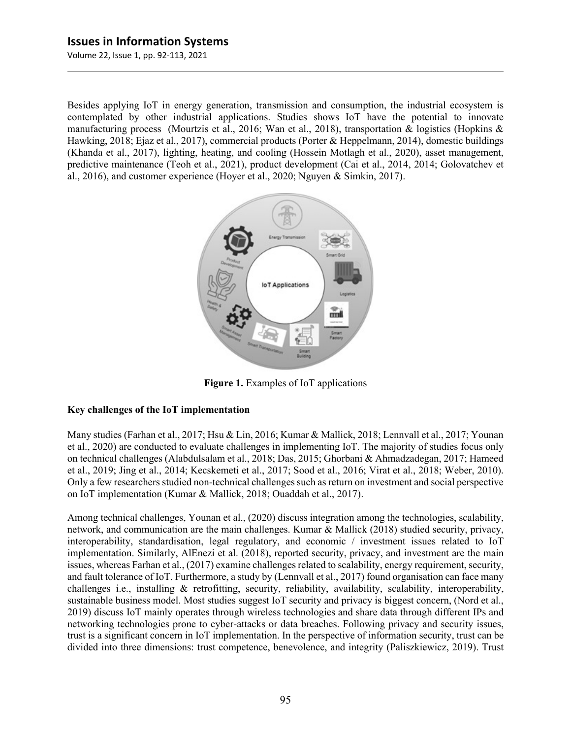Besides applying IoT in energy generation, transmission and consumption, the industrial ecosystem is contemplated by other industrial applications. Studies shows IoT have the potential to innovate manufacturing process (Mourtzis et al., 2016; Wan et al., 2018), transportation & logistics (Hopkins & Hawking, 2018; Ejaz et al., 2017), commercial products (Porter & Heppelmann, 2014), domestic buildings (Khanda et al., 2017), lighting, heating, and cooling (Hossein Motlagh et al., 2020), asset management, predictive maintenance (Teoh et al., 2021), product development (Cai et al., 2014, 2014; Golovatchev et al., 2016), and customer experience (Hoyer et al., 2020; Nguyen & Simkin, 2017).

**Figure 1.** Examples of IoT applications

**Key challenges of the IoT implementation**

Many studies (Farhan et al., 2017; Hsu & Lin, 2016; Kumar & Mallick, 2018; Lennvall et al., 2017; Younan et al., 2020) are conducted to evaluate challenges in implementing IoT. The majority of studies focus only on technical challenges (Alabdulsalam et al., 2018; Das, 2015; Ghorbani & Ahmadzadegan, 2017; Hameed et al., 2019; Jing et al., 2014; Kecskemeti et al., 2017; Sood et al., 2016; Virat et al., 2018; Weber, 2010). Only a few researchers studied non-technical challenges such as return on investment and social perspective on IoT implementation (Kumar & Mallick, 2018; Ouaddah et al., 2017).

Among technical challenges, Younan et al., (2020) discuss integration among the technologies, scalability, network, and communication are the main challenges. Kumar & Mallick (2018) studied security, privacy, interoperability, standardisation, legal regulatory, and economic / investment issues related to IoT implementation. Similarly, AlEnezi et al. (2018), reported security, privacy, and investment are the main issues, whereas Farhan et al., (2017) examine challenges related to scalability, energy requirement, security, and fault tolerance of IoT. Furthermore, a study by (Lennvall et al., 2017) found organisation can face many challenges i.e., installing & retrofitting, security, reliability, availability, scalability, interoperability, sustainable business model. Most studies suggest IoT security and privacy is biggest concern, (Nord et al., 2019) discuss IoT mainly operates through wireless technologies and share data through different IPs and networking technologies prone to cyber-attacks or data breaches. Following privacy and security issues, trust is a significant concern in IoT implementation. In the perspective of information security, trust can be divided into three dimensions: trust competence, benevolence, and integrity (Paliszkiewicz, 2019). Trust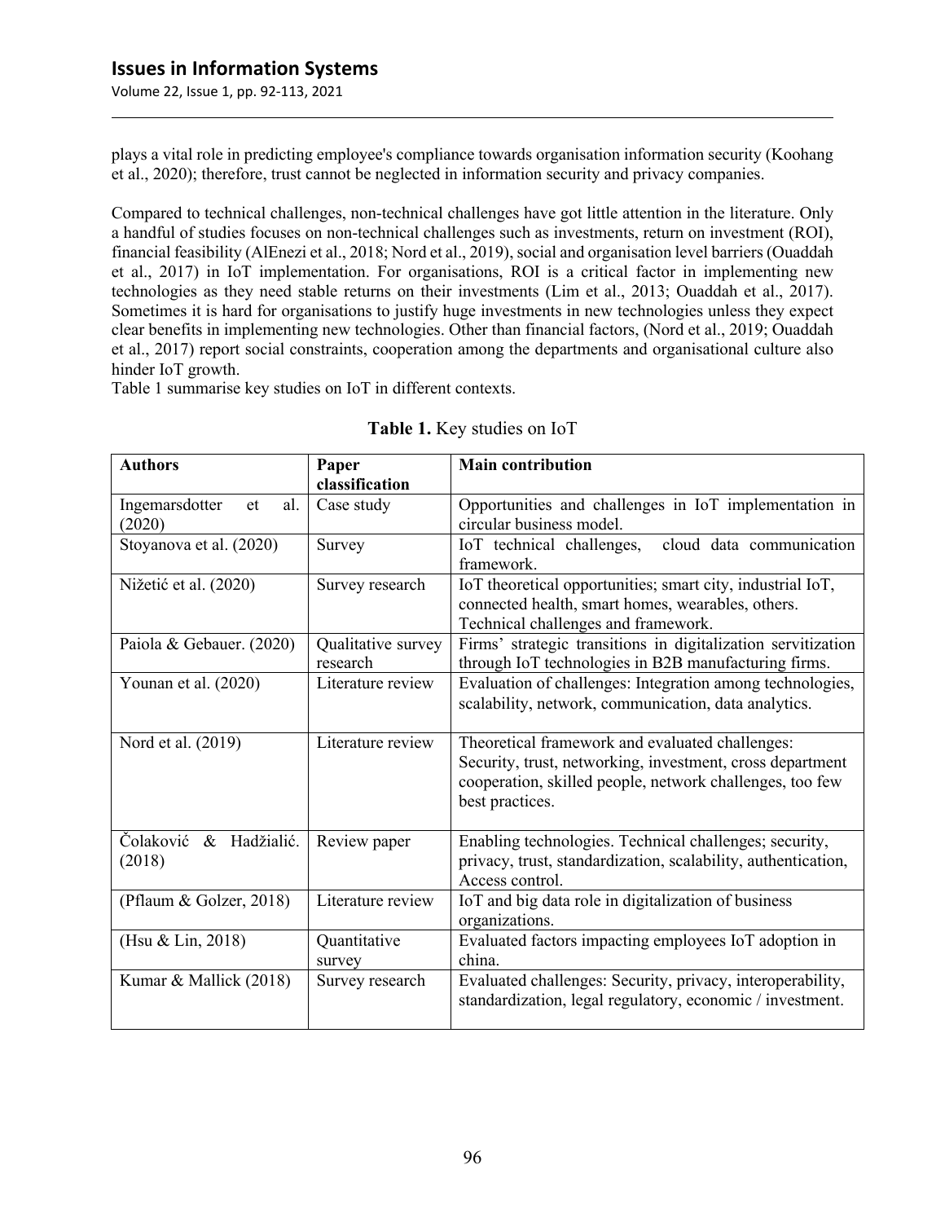plays a vital role in predicting employee's compliance towards organisation information security (Koohang et al., 2020); therefore, trust cannot be neglected in information security and privacy companies.

Compared to technical challenges, non-technical challenges have got little attention in the literature. Only a handful of studies focuses on non-technical challenges such as investments, return on investment (ROI), financial feasibility (AlEnezi et al., 2018; Nord et al., 2019), social and organisation level barriers (Ouaddah et al., 2017) in IoT implementation. For organisations, ROI is a critical factor in implementing new technologies as they need stable returns on their investments (Lim et al., 2013; Ouaddah et al., 2017). Sometimes it is hard for organisations to justify huge investments in new technologies unless they expect clear benefits in implementing new technologies. Other than financial factors, (Nord et al., 2019; Ouaddah et al., 2017) report social constraints, cooperation among the departments and organisational culture also hinder IoT growth.
Table 1 summarise key studies on IoT in different contexts.

**Table 1.** Key studies on IoT

| Authors | Paper classification | Main contribution |
|---|---|---|
| Ingemarsdotter et al. (2020) | Case study | Opportunities and challenges in IoT implementation in circular business model. |
| Stoyanova et al. (2020) | Survey | IoT technical challenges, cloud data communication framework. |
| Nižetić et al. (2020) | Survey research | IoT theoretical opportunities; smart city, industrial IoT, connected health, smart homes, wearables, others. Technical challenges and framework. |
| Paiola & Gebauer. (2020) | Qualitative survey research | Firms' strategic transitions in digitalization servitization through IoT technologies in B2B manufacturing firms. |
| Younan et al. (2020) | Literature review | Evaluation of challenges: Integration among technologies, scalability, network, communication, data analytics. |
| Nord et al. (2019) | Literature review | Theoretical framework and evaluated challenges: Security, trust, networking, investment, cross department cooperation, skilled people, network challenges, too few best practices. |
| Čolaković & Hadžialić. (2018) | Review paper | Enabling technologies. Technical challenges; security, privacy, trust, standardization, scalability, authentication, Access control. |
| (Pflaum & Golzer, 2018) | Literature review | IoT and big data role in digitalization of business organizations. |
| (Hsu & Lin, 2018) | Quantitative survey | Evaluated factors impacting employees IoT adoption in china. |
| Kumar & Mallick (2018) | Survey research | Evaluated challenges: Security, privacy, interoperability, standardization, legal regulatory, economic / investment. |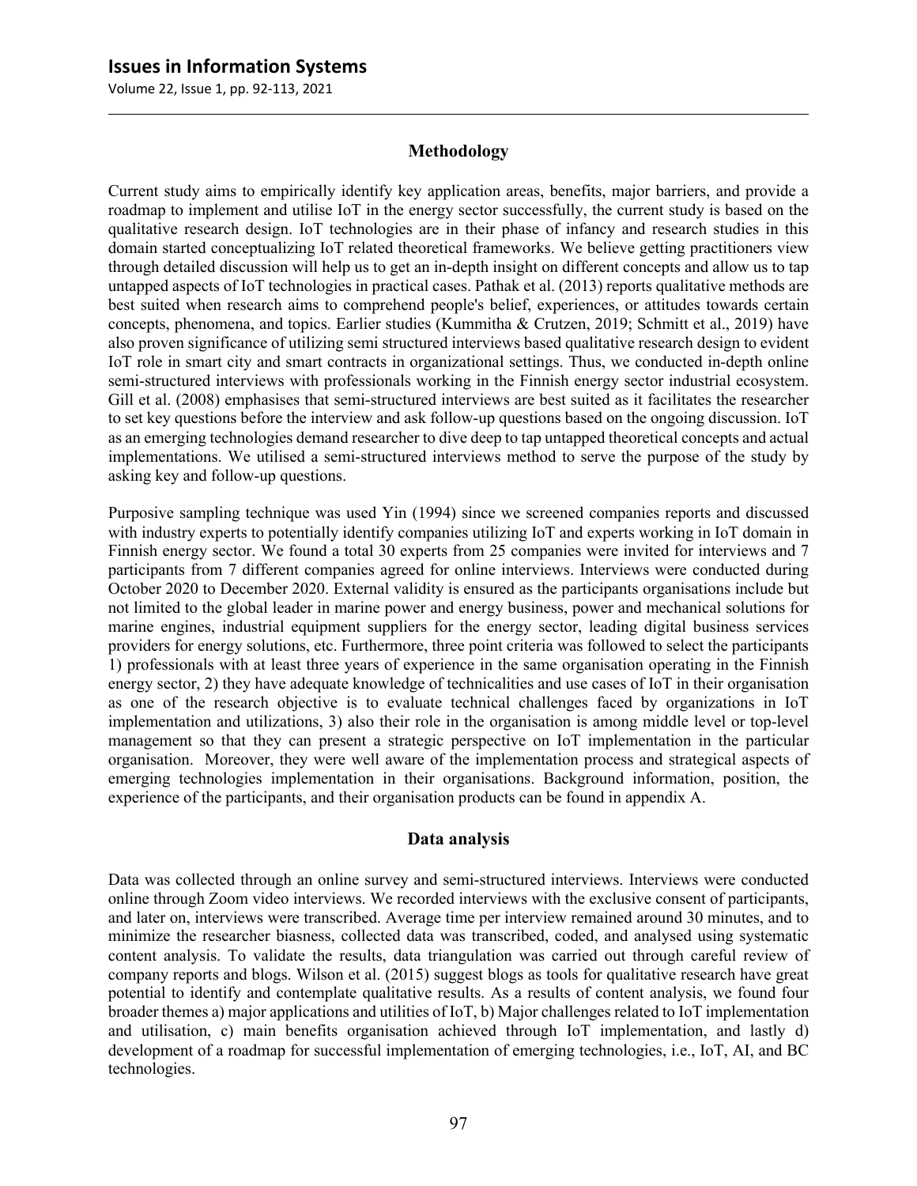## Methodology

Current study aims to empirically identify key application areas, benefits, major barriers, and provide a roadmap to implement and utilise IoT in the energy sector successfully, the current study is based on the qualitative research design. IoT technologies are in their phase of infancy and research studies in this domain started conceptualizing IoT related theoretical frameworks. We believe getting practitioners view through detailed discussion will help us to get an in-depth insight on different concepts and allow us to tap untapped aspects of IoT technologies in practical cases. Pathak et al. (2013) reports qualitative methods are best suited when research aims to comprehend people's belief, experiences, or attitudes towards certain concepts, phenomena, and topics. Earlier studies (Kummitha & Crutzen, 2019; Schmitt et al., 2019) have also proven significance of utilizing semi structured interviews based qualitative research design to evident IoT role in smart city and smart contracts in organizational settings. Thus, we conducted in-depth online semi-structured interviews with professionals working in the Finnish energy sector industrial ecosystem. Gill et al. (2008) emphasises that semi-structured interviews are best suited as it facilitates the researcher to set key questions before the interview and ask follow-up questions based on the ongoing discussion. IoT as an emerging technologies demand researcher to dive deep to tap untapped theoretical concepts and actual implementations. We utilised a semi-structured interviews method to serve the purpose of the study by asking key and follow-up questions.

Purposive sampling technique was used Yin (1994) since we screened companies reports and discussed with industry experts to potentially identify companies utilizing IoT and experts working in IoT domain in Finnish energy sector. We found a total 30 experts from 25 companies were invited for interviews and 7 participants from 7 different companies agreed for online interviews. Interviews were conducted during October 2020 to December 2020. External validity is ensured as the participants organisations include but not limited to the global leader in marine power and energy business, power and mechanical solutions for marine engines, industrial equipment suppliers for the energy sector, leading digital business services providers for energy solutions, etc. Furthermore, three point criteria was followed to select the participants 1) professionals with at least three years of experience in the same organisation operating in the Finnish energy sector, 2) they have adequate knowledge of technicalities and use cases of IoT in their organisation as one of the research objective is to evaluate technical challenges faced by organizations in IoT implementation and utilizations, 3) also their role in the organisation is among middle level or top-level management so that they can present a strategic perspective on IoT implementation in the particular organisation. Moreover, they were well aware of the implementation process and strategical aspects of emerging technologies implementation in their organisations. Background information, position, the experience of the participants, and their organisation products can be found in appendix A.

## Data analysis

Data was collected through an online survey and semi-structured interviews. Interviews were conducted online through Zoom video interviews. We recorded interviews with the exclusive consent of participants, and later on, interviews were transcribed. Average time per interview remained around 30 minutes, and to minimize the researcher biasness, collected data was transcribed, coded, and analysed using systematic content analysis. To validate the results, data triangulation was carried out through careful review of company reports and blogs. Wilson et al. (2015) suggest blogs as tools for qualitative research have great potential to identify and contemplate qualitative results. As a results of content analysis, we found four broader themes a) major applications and utilities of IoT, b) Major challenges related to IoT implementation and utilisation, c) main benefits organisation achieved through IoT implementation, and lastly d) development of a roadmap for successful implementation of emerging technologies, i.e., IoT, AI, and BC technologies.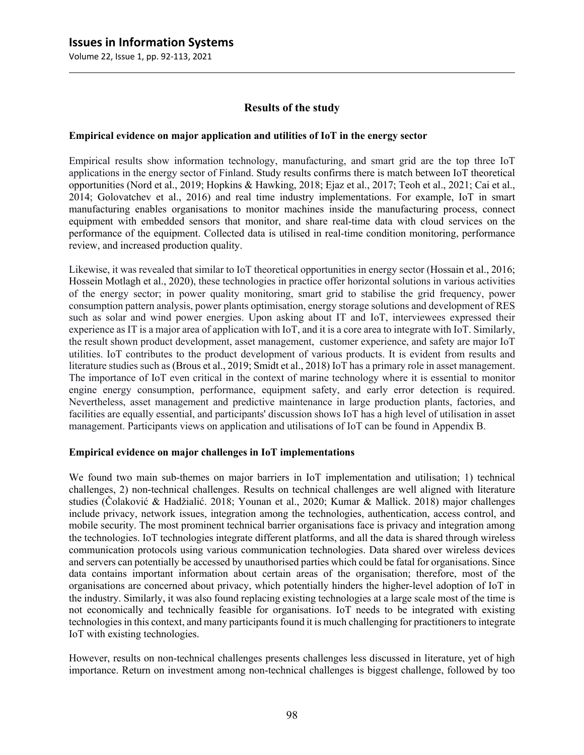## Results of the study

### Empirical evidence on major application and utilities of IoT in the energy sector

Empirical results show information technology, manufacturing, and smart grid are the top three IoT applications in the energy sector of Finland. Study results confirms there is match between IoT theoretical opportunities (Nord et al., 2019; Hopkins & Hawking, 2018; Ejaz et al., 2017; Teoh et al., 2021; Cai et al., 2014; Golovatchev et al., 2016) and real time industry implementations. For example, IoT in smart manufacturing enables organisations to monitor machines inside the manufacturing process, connect equipment with embedded sensors that monitor, and share real-time data with cloud services on the performance of the equipment. Collected data is utilised in real-time condition monitoring, performance review, and increased production quality.

Likewise, it was revealed that similar to IoT theoretical opportunities in energy sector (Hossain et al., 2016; Hossein Motlagh et al., 2020), these technologies in practice offer horizontal solutions in various activities of the energy sector; in power quality monitoring, smart grid to stabilise the grid frequency, power consumption pattern analysis, power plants optimisation, energy storage solutions and development of RES such as solar and wind power energies. Upon asking about IT and IoT, interviewees expressed their experience as IT is a major area of application with IoT, and it is a core area to integrate with IoT. Similarly, the result shown product development, asset management, customer experience, and safety are major IoT utilities. IoT contributes to the product development of various products. It is evident from results and literature studies such as (Brous et al., 2019; Smidt et al., 2018) IoT has a primary role in asset management. The importance of IoT even critical in the context of marine technology where it is essential to monitor engine energy consumption, performance, equipment safety, and early error detection is required. Nevertheless, asset management and predictive maintenance in large production plants, factories, and facilities are equally essential, and participants' discussion shows IoT has a high level of utilisation in asset management. Participants views on application and utilisations of IoT can be found in Appendix B.

### Empirical evidence on major challenges in IoT implementations

We found two main sub-themes on major barriers in IoT implementation and utilisation; 1) technical challenges, 2) non-technical challenges. Results on technical challenges are well aligned with literature studies (Čolaković & Hadžialić. 2018; Younan et al., 2020; Kumar & Mallick. 2018) major challenges include privacy, network issues, integration among the technologies, authentication, access control, and mobile security. The most prominent technical barrier organisations face is privacy and integration among the technologies. IoT technologies integrate different platforms, and all the data is shared through wireless communication protocols using various communication technologies. Data shared over wireless devices and servers can potentially be accessed by unauthorised parties which could be fatal for organisations. Since data contains important information about certain areas of the organisation; therefore, most of the organisations are concerned about privacy, which potentially hinders the higher-level adoption of IoT in the industry. Similarly, it was also found replacing existing technologies at a large scale most of the time is not economically and technically feasible for organisations. IoT needs to be integrated with existing technologies in this context, and many participants found it is much challenging for practitioners to integrate IoT with existing technologies.

However, results on non-technical challenges presents challenges less discussed in literature, yet of high importance. Return on investment among non-technical challenges is biggest challenge, followed by too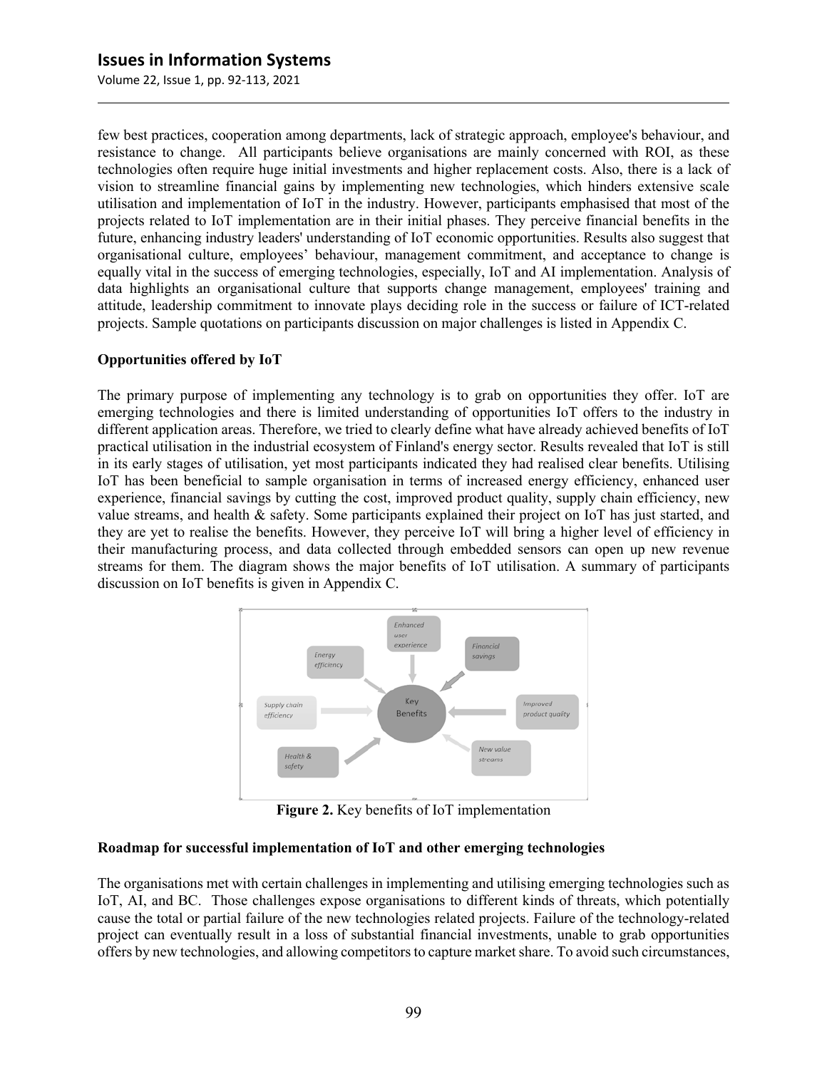few best practices, cooperation among departments, lack of strategic approach, employee's behaviour, and resistance to change. All participants believe organisations are mainly concerned with ROI, as these technologies often require huge initial investments and higher replacement costs. Also, there is a lack of vision to streamline financial gains by implementing new technologies, which hinders extensive scale utilisation and implementation of IoT in the industry. However, participants emphasised that most of the projects related to IoT implementation are in their initial phases. They perceive financial benefits in the future, enhancing industry leaders' understanding of IoT economic opportunities. Results also suggest that organisational culture, employees' behaviour, management commitment, and acceptance to change is equally vital in the success of emerging technologies, especially, IoT and AI implementation. Analysis of data highlights an organisational culture that supports change management, employees' training and attitude, leadership commitment to innovate plays deciding role in the success or failure of ICT-related projects. Sample quotations on participants discussion on major challenges is listed in Appendix C.

**Opportunities offered by IoT**

The primary purpose of implementing any technology is to grab on opportunities they offer. IoT are emerging technologies and there is limited understanding of opportunities IoT offers to the industry in different application areas. Therefore, we tried to clearly define what have already achieved benefits of IoT practical utilisation in the industrial ecosystem of Finland's energy sector. Results revealed that IoT is still in its early stages of utilisation, yet most participants indicated they had realised clear benefits. Utilising IoT has been beneficial to sample organisation in terms of increased energy efficiency, enhanced user experience, financial savings by cutting the cost, improved product quality, supply chain efficiency, new value streams, and health & safety. Some participants explained their project on IoT has just started, and they are yet to realise the benefits. However, they perceive IoT will bring a higher level of efficiency in their manufacturing process, and data collected through embedded sensors can open up new revenue streams for them. The diagram shows the major benefits of IoT utilisation. A summary of participants discussion on IoT benefits is given in Appendix C.

**Figure 2.** Key benefits of IoT implementation

**Roadmap for successful implementation of IoT and other emerging technologies**

The organisations met with certain challenges in implementing and utilising emerging technologies such as IoT, AI, and BC. Those challenges expose organisations to different kinds of threats, which potentially cause the total or partial failure of the new technologies related projects. Failure of the technology-related project can eventually result in a loss of substantial financial investments, unable to grab opportunities offers by new technologies, and allowing competitors to capture market share. To avoid such circumstances,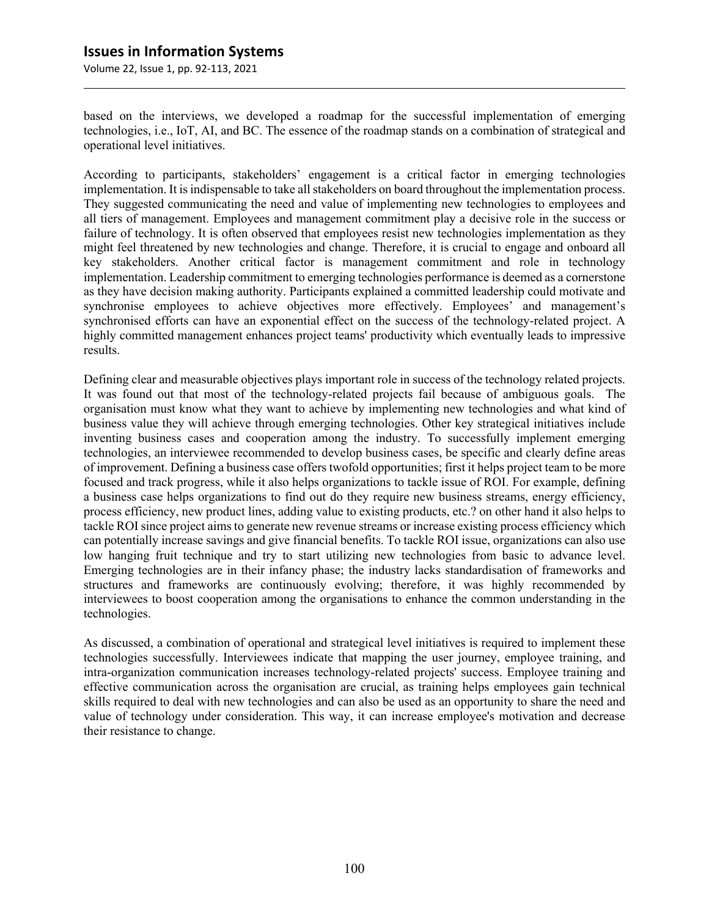based on the interviews, we developed a roadmap for the successful implementation of emerging technologies, i.e., IoT, AI, and BC. The essence of the roadmap stands on a combination of strategical and operational level initiatives.

According to participants, stakeholders' engagement is a critical factor in emerging technologies implementation. It is indispensable to take all stakeholders on board throughout the implementation process. They suggested communicating the need and value of implementing new technologies to employees and all tiers of management. Employees and management commitment play a decisive role in the success or failure of technology. It is often observed that employees resist new technologies implementation as they might feel threatened by new technologies and change. Therefore, it is crucial to engage and onboard all key stakeholders. Another critical factor is management commitment and role in technology implementation. Leadership commitment to emerging technologies performance is deemed as a cornerstone as they have decision making authority. Participants explained a committed leadership could motivate and synchronise employees to achieve objectives more effectively. Employees' and management's synchronised efforts can have an exponential effect on the success of the technology-related project. A highly committed management enhances project teams' productivity which eventually leads to impressive results.

Defining clear and measurable objectives plays important role in success of the technology related projects. It was found out that most of the technology-related projects fail because of ambiguous goals. The organisation must know what they want to achieve by implementing new technologies and what kind of business value they will achieve through emerging technologies. Other key strategical initiatives include inventing business cases and cooperation among the industry. To successfully implement emerging technologies, an interviewee recommended to develop business cases, be specific and clearly define areas of improvement. Defining a business case offers twofold opportunities; first it helps project team to be more focused and track progress, while it also helps organizations to tackle issue of ROI. For example, defining a business case helps organizations to find out do they require new business streams, energy efficiency, process efficiency, new product lines, adding value to existing products, etc.? on other hand it also helps to tackle ROI since project aims to generate new revenue streams or increase existing process efficiency which can potentially increase savings and give financial benefits. To tackle ROI issue, organizations can also use low hanging fruit technique and try to start utilizing new technologies from basic to advance level. Emerging technologies are in their infancy phase; the industry lacks standardisation of frameworks and structures and frameworks are continuously evolving; therefore, it was highly recommended by interviewees to boost cooperation among the organisations to enhance the common understanding in the technologies.

As discussed, a combination of operational and strategical level initiatives is required to implement these technologies successfully. Interviewees indicate that mapping the user journey, employee training, and intra-organization communication increases technology-related projects' success. Employee training and effective communication across the organisation are crucial, as training helps employees gain technical skills required to deal with new technologies and can also be used as an opportunity to share the need and value of technology under consideration. This way, it can increase employee's motivation and decrease their resistance to change.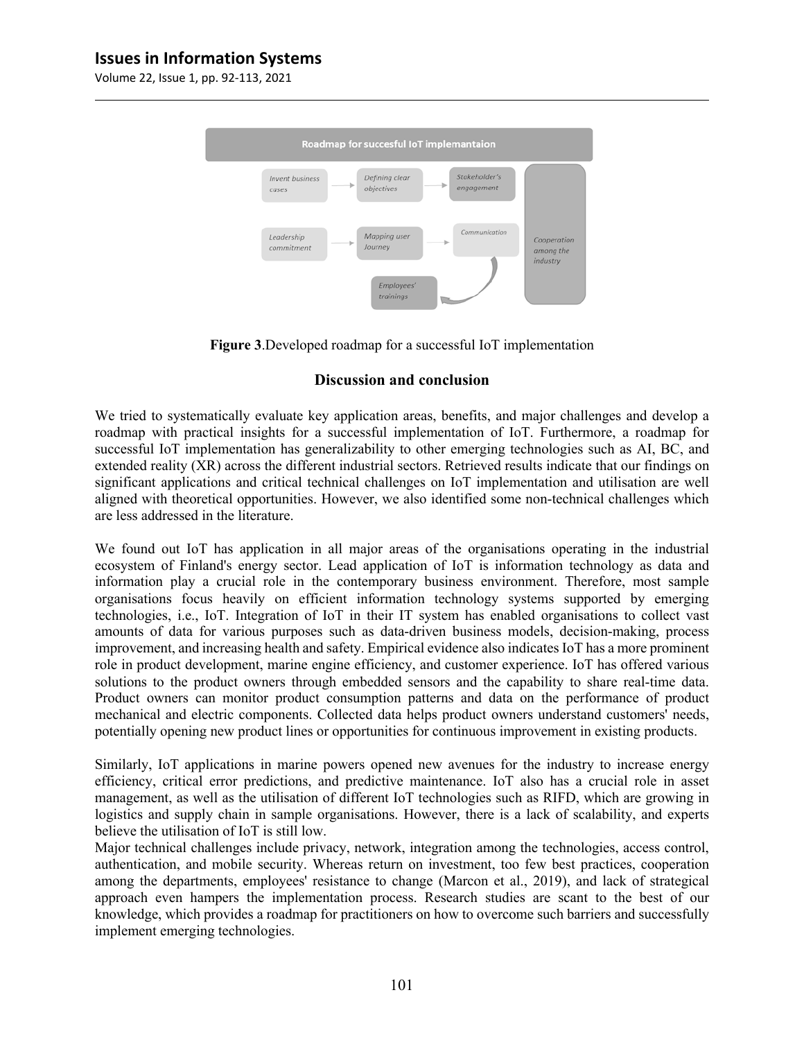Figure 3.Developed roadmap for a successful IoT implementation

## Discussion and conclusion

We tried to systematically evaluate key application areas, benefits, and major challenges and develop a roadmap with practical insights for a successful implementation of IoT. Furthermore, a roadmap for successful IoT implementation has generalizability to other emerging technologies such as AI, BC, and extended reality (XR) across the different industrial sectors. Retrieved results indicate that our findings on significant applications and critical technical challenges on IoT implementation and utilisation are well aligned with theoretical opportunities. However, we also identified some non-technical challenges which are less addressed in the literature.

We found out IoT has application in all major areas of the organisations operating in the industrial ecosystem of Finland's energy sector. Lead application of IoT is information technology as data and information play a crucial role in the contemporary business environment. Therefore, most sample organisations focus heavily on efficient information technology systems supported by emerging technologies, i.e., IoT. Integration of IoT in their IT system has enabled organisations to collect vast amounts of data for various purposes such as data-driven business models, decision-making, process improvement, and increasing health and safety. Empirical evidence also indicates IoT has a more prominent role in product development, marine engine efficiency, and customer experience. IoT has offered various solutions to the product owners through embedded sensors and the capability to share real-time data. Product owners can monitor product consumption patterns and data on the performance of product mechanical and electric components. Collected data helps product owners understand customers' needs, potentially opening new product lines or opportunities for continuous improvement in existing products.

Similarly, IoT applications in marine powers opened new avenues for the industry to increase energy efficiency, critical error predictions, and predictive maintenance. IoT also has a crucial role in asset management, as well as the utilisation of different IoT technologies such as RIFD, which are growing in logistics and supply chain in sample organisations. However, there is a lack of scalability, and experts believe the utilisation of IoT is still low.

Major technical challenges include privacy, network, integration among the technologies, access control, authentication, and mobile security. Whereas return on investment, too few best practices, cooperation among the departments, employees' resistance to change (Marcon et al., 2019), and lack of strategical approach even hampers the implementation process. Research studies are scant to the best of our knowledge, which provides a roadmap for practitioners on how to overcome such barriers and successfully implement emerging technologies.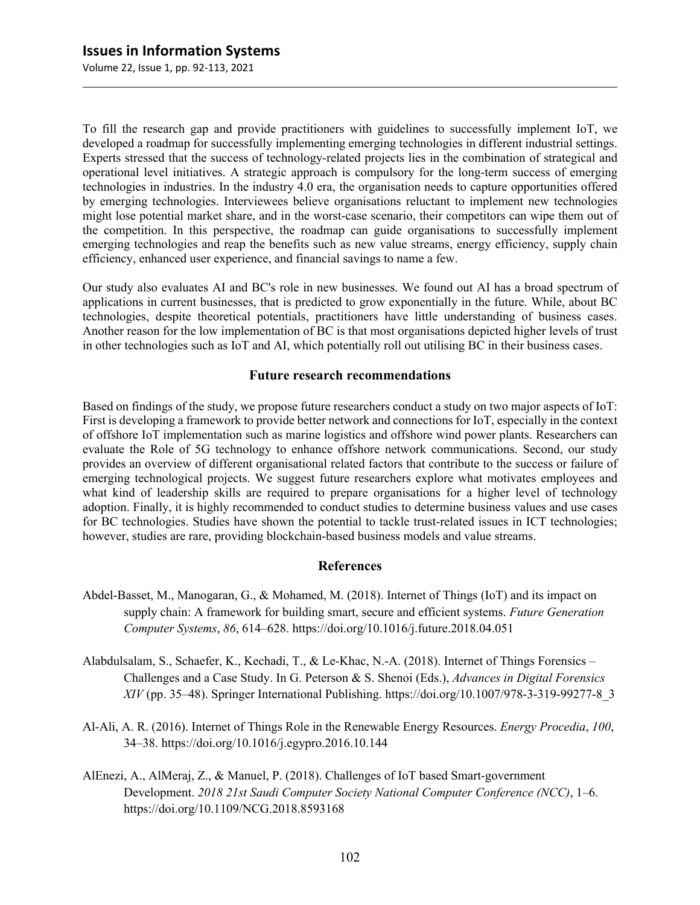To fill the research gap and provide practitioners with guidelines to successfully implement IoT, we developed a roadmap for successfully implementing emerging technologies in different industrial settings. Experts stressed that the success of technology-related projects lies in the combination of strategical and operational level initiatives. A strategic approach is compulsory for the long-term success of emerging technologies in industries. In the industry 4.0 era, the organisation needs to capture opportunities offered by emerging technologies. Interviewees believe organisations reluctant to implement new technologies might lose potential market share, and in the worst-case scenario, their competitors can wipe them out of the competition. In this perspective, the roadmap can guide organisations to successfully implement emerging technologies and reap the benefits such as new value streams, energy efficiency, supply chain efficiency, enhanced user experience, and financial savings to name a few.

Our study also evaluates AI and BC's role in new businesses. We found out AI has a broad spectrum of applications in current businesses, that is predicted to grow exponentially in the future. While, about BC technologies, despite theoretical potentials, practitioners have little understanding of business cases. Another reason for the low implementation of BC is that most organisations depicted higher levels of trust in other technologies such as IoT and AI, which potentially roll out utilising BC in their business cases.

## Future research recommendations

Based on findings of the study, we propose future researchers conduct a study on two major aspects of IoT: First is developing a framework to provide better network and connections for IoT, especially in the context of offshore IoT implementation such as marine logistics and offshore wind power plants. Researchers can evaluate the Role of 5G technology to enhance offshore network communications. Second, our study provides an overview of different organisational related factors that contribute to the success or failure of emerging technological projects. We suggest future researchers explore what motivates employees and what kind of leadership skills are required to prepare organisations for a higher level of technology adoption. Finally, it is highly recommended to conduct studies to determine business values and use cases for BC technologies. Studies have shown the potential to tackle trust-related issues in ICT technologies; however, studies are rare, providing blockchain-based business models and value streams.

## References

Abdel-Basset, M., Manogaran, G., & Mohamed, M. (2018). Internet of Things (IoT) and its impact on supply chain: A framework for building smart, secure and efficient systems. *Future Generation Computer Systems*, *86*, 614–628. https://doi.org/10.1016/j.future.2018.04.051

Alabdulsalam, S., Schaefer, K., Kechadi, T., & Le-Khac, N.-A. (2018). Internet of Things Forensics – Challenges and a Case Study. In G. Peterson & S. Shenoi (Eds.), *Advances in Digital Forensics XIV* (pp. 35–48). Springer International Publishing. https://doi.org/10.1007/978-3-319-99277-8_3

Al-Ali, A. R. (2016). Internet of Things Role in the Renewable Energy Resources. *Energy Procedia*, *100*, 34–38. https://doi.org/10.1016/j.egypro.2016.10.144

AlEnezi, A., AlMeraj, Z., & Manuel, P. (2018). Challenges of IoT based Smart-government Development. *2018 21st Saudi Computer Society National Computer Conference (NCC)*, 1–6. https://doi.org/10.1109/NCG.2018.8593168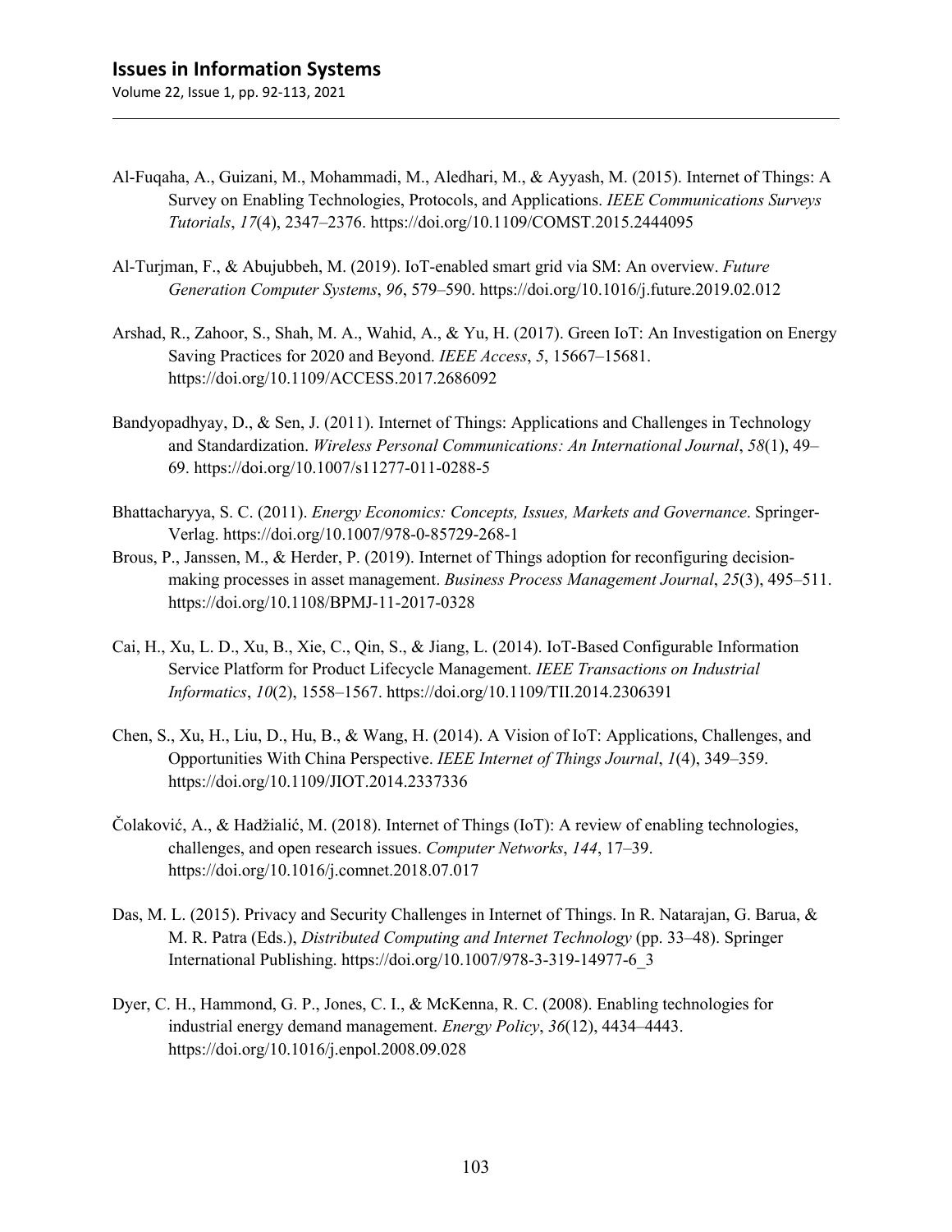Al-Fuqaha, A., Guizani, M., Mohammadi, M., Aledhari, M., & Ayyash, M. (2015). Internet of Things: A Survey on Enabling Technologies, Protocols, and Applications. *IEEE Communications Surveys Tutorials*, *17*(4), 2347–2376. https://doi.org/10.1109/COMST.2015.2444095

Al-Turjman, F., & Abujubbeh, M. (2019). IoT-enabled smart grid via SM: An overview. *Future Generation Computer Systems*, *96*, 579–590. https://doi.org/10.1016/j.future.2019.02.012

Arshad, R., Zahoor, S., Shah, M. A., Wahid, A., & Yu, H. (2017). Green IoT: An Investigation on Energy Saving Practices for 2020 and Beyond. *IEEE Access*, *5*, 15667–15681. https://doi.org/10.1109/ACCESS.2017.2686092

Bandyopadhyay, D., & Sen, J. (2011). Internet of Things: Applications and Challenges in Technology and Standardization. *Wireless Personal Communications: An International Journal*, *58*(1), 49–69. https://doi.org/10.1007/s11277-011-0288-5

Bhattacharyya, S. C. (2011). *Energy Economics: Concepts, Issues, Markets and Governance*. Springer-Verlag. https://doi.org/10.1007/978-0-85729-268-1

Brous, P., Janssen, M., & Herder, P. (2019). Internet of Things adoption for reconfiguring decision-making processes in asset management. *Business Process Management Journal*, *25*(3), 495–511. https://doi.org/10.1108/BPMJ-11-2017-0328

Cai, H., Xu, L. D., Xu, B., Xie, C., Qin, S., & Jiang, L. (2014). IoT-Based Configurable Information Service Platform for Product Lifecycle Management. *IEEE Transactions on Industrial Informatics*, *10*(2), 1558–1567. https://doi.org/10.1109/TII.2014.2306391

Chen, S., Xu, H., Liu, D., Hu, B., & Wang, H. (2014). A Vision of IoT: Applications, Challenges, and Opportunities With China Perspective. *IEEE Internet of Things Journal*, *1*(4), 349–359. https://doi.org/10.1109/JIOT.2014.2337336

Čolaković, A., & Hadžialić, M. (2018). Internet of Things (IoT): A review of enabling technologies, challenges, and open research issues. *Computer Networks*, *144*, 17–39. https://doi.org/10.1016/j.comnet.2018.07.017

Das, M. L. (2015). Privacy and Security Challenges in Internet of Things. In R. Natarajan, G. Barua, & M. R. Patra (Eds.), *Distributed Computing and Internet Technology* (pp. 33–48). Springer International Publishing. https://doi.org/10.1007/978-3-319-14977-6_3

Dyer, C. H., Hammond, G. P., Jones, C. I., & McKenna, R. C. (2008). Enabling technologies for industrial energy demand management. *Energy Policy*, *36*(12), 4434–4443. https://doi.org/10.1016/j.enpol.2008.09.028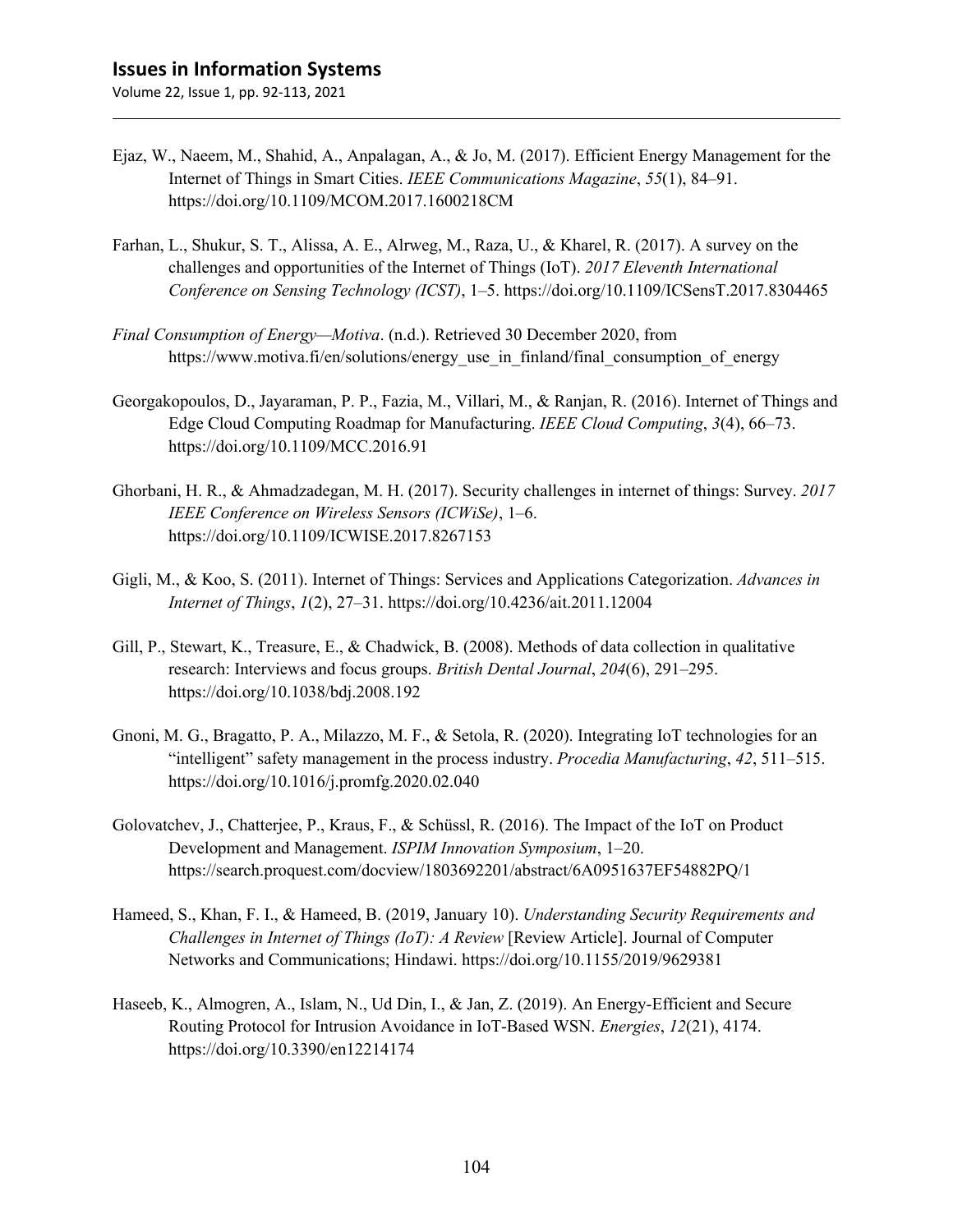Ejaz, W., Naeem, M., Shahid, A., Anpalagan, A., & Jo, M. (2017). Efficient Energy Management for the Internet of Things in Smart Cities. *IEEE Communications Magazine*, *55*(1), 84–91. https://doi.org/10.1109/MCOM.2017.1600218CM

Farhan, L., Shukur, S. T., Alissa, A. E., Alrweg, M., Raza, U., & Kharel, R. (2017). A survey on the challenges and opportunities of the Internet of Things (IoT). *2017 Eleventh International Conference on Sensing Technology (ICST)*, 1–5. https://doi.org/10.1109/ICSensT.2017.8304465

*Final Consumption of Energy—Motiva*. (n.d.). Retrieved 30 December 2020, from https://www.motiva.fi/en/solutions/energy_use_in_finland/final_consumption_of_energy

Georgakopoulos, D., Jayaraman, P. P., Fazia, M., Villari, M., & Ranjan, R. (2016). Internet of Things and Edge Cloud Computing Roadmap for Manufacturing. *IEEE Cloud Computing*, *3*(4), 66–73. https://doi.org/10.1109/MCC.2016.91

Ghorbani, H. R., & Ahmadzadegan, M. H. (2017). Security challenges in internet of things: Survey. *2017 IEEE Conference on Wireless Sensors (ICWiSe)*, 1–6. https://doi.org/10.1109/ICWISE.2017.8267153

Gigli, M., & Koo, S. (2011). Internet of Things: Services and Applications Categorization. *Advances in Internet of Things*, *1*(2), 27–31. https://doi.org/10.4236/ait.2011.12004

Gill, P., Stewart, K., Treasure, E., & Chadwick, B. (2008). Methods of data collection in qualitative research: Interviews and focus groups. *British Dental Journal*, *204*(6), 291–295. https://doi.org/10.1038/bdj.2008.192

Gnoni, M. G., Bragatto, P. A., Milazzo, M. F., & Setola, R. (2020). Integrating IoT technologies for an "intelligent" safety management in the process industry. *Procedia Manufacturing*, *42*, 511–515. https://doi.org/10.1016/j.promfg.2020.02.040

Golovatchev, J., Chatterjee, P., Kraus, F., & Schüssl, R. (2016). The Impact of the IoT on Product Development and Management. *ISPIM Innovation Symposium*, 1–20. https://search.proquest.com/docview/1803692201/abstract/6A0951637EF54882PQ/1

Hameed, S., Khan, F. I., & Hameed, B. (2019, January 10). *Understanding Security Requirements and Challenges in Internet of Things (IoT): A Review* [Review Article]. Journal of Computer Networks and Communications; Hindawi. https://doi.org/10.1155/2019/9629381

Haseeb, K., Almogren, A., Islam, N., Ud Din, I., & Jan, Z. (2019). An Energy-Efficient and Secure Routing Protocol for Intrusion Avoidance in IoT-Based WSN. *Energies*, *12*(21), 4174. https://doi.org/10.3390/en12214174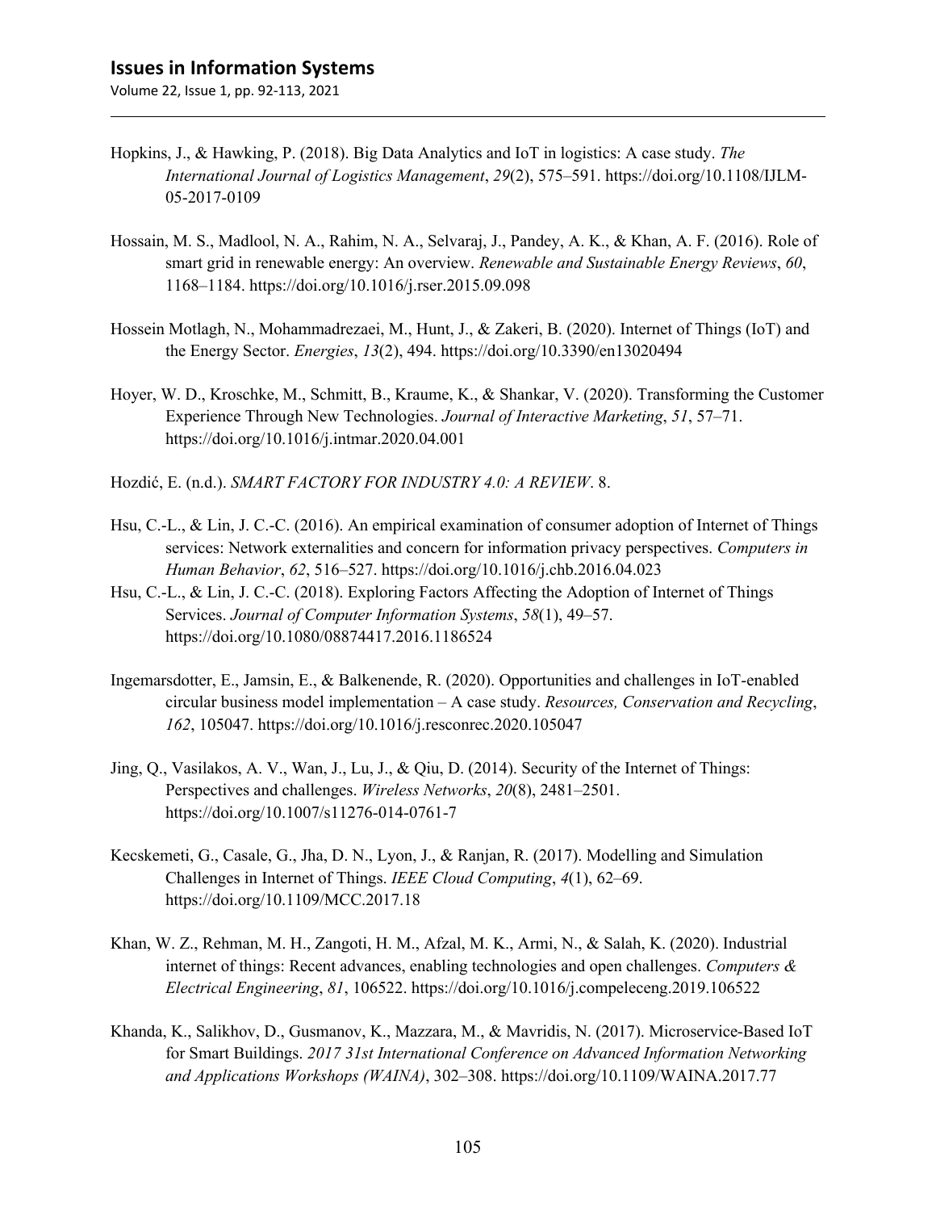Hopkins, J., & Hawking, P. (2018). Big Data Analytics and IoT in logistics: A case study. *The International Journal of Logistics Management*, *29*(2), 575–591. https://doi.org/10.1108/IJLM-05-2017-0109

Hossain, M. S., Madlool, N. A., Rahim, N. A., Selvaraj, J., Pandey, A. K., & Khan, A. F. (2016). Role of smart grid in renewable energy: An overview. *Renewable and Sustainable Energy Reviews*, *60*, 1168–1184. https://doi.org/10.1016/j.rser.2015.09.098

Hossein Motlagh, N., Mohammadrezaei, M., Hunt, J., & Zakeri, B. (2020). Internet of Things (IoT) and the Energy Sector. *Energies*, *13*(2), 494. https://doi.org/10.3390/en13020494

Hoyer, W. D., Kroschke, M., Schmitt, B., Kraume, K., & Shankar, V. (2020). Transforming the Customer Experience Through New Technologies. *Journal of Interactive Marketing*, *51*, 57–71. https://doi.org/10.1016/j.intmar.2020.04.001

Hozdić, E. (n.d.). *SMART FACTORY FOR INDUSTRY 4.0: A REVIEW*. 8.

Hsu, C.-L., & Lin, J. C.-C. (2016). An empirical examination of consumer adoption of Internet of Things services: Network externalities and concern for information privacy perspectives. *Computers in Human Behavior*, *62*, 516–527. https://doi.org/10.1016/j.chb.2016.04.023

Hsu, C.-L., & Lin, J. C.-C. (2018). Exploring Factors Affecting the Adoption of Internet of Things Services. *Journal of Computer Information Systems*, *58*(1), 49–57. https://doi.org/10.1080/08874417.2016.1186524

Ingemarsdotter, E., Jamsin, E., & Balkenende, R. (2020). Opportunities and challenges in IoT-enabled circular business model implementation – A case study. *Resources, Conservation and Recycling*, *162*, 105047. https://doi.org/10.1016/j.resconrec.2020.105047

Jing, Q., Vasilakos, A. V., Wan, J., Lu, J., & Qiu, D. (2014). Security of the Internet of Things: Perspectives and challenges. *Wireless Networks*, *20*(8), 2481–2501. https://doi.org/10.1007/s11276-014-0761-7

Kecskemeti, G., Casale, G., Jha, D. N., Lyon, J., & Ranjan, R. (2017). Modelling and Simulation Challenges in Internet of Things. *IEEE Cloud Computing*, *4*(1), 62–69. https://doi.org/10.1109/MCC.2017.18

Khan, W. Z., Rehman, M. H., Zangoti, H. M., Afzal, M. K., Armi, N., & Salah, K. (2020). Industrial internet of things: Recent advances, enabling technologies and open challenges. *Computers & Electrical Engineering*, *81*, 106522. https://doi.org/10.1016/j.compeleceng.2019.106522

Khanda, K., Salikhov, D., Gusmanov, K., Mazzara, M., & Mavridis, N. (2017). Microservice-Based IoT for Smart Buildings. *2017 31st International Conference on Advanced Information Networking and Applications Workshops (WAINA)*, 302–308. https://doi.org/10.1109/WAINA.2017.77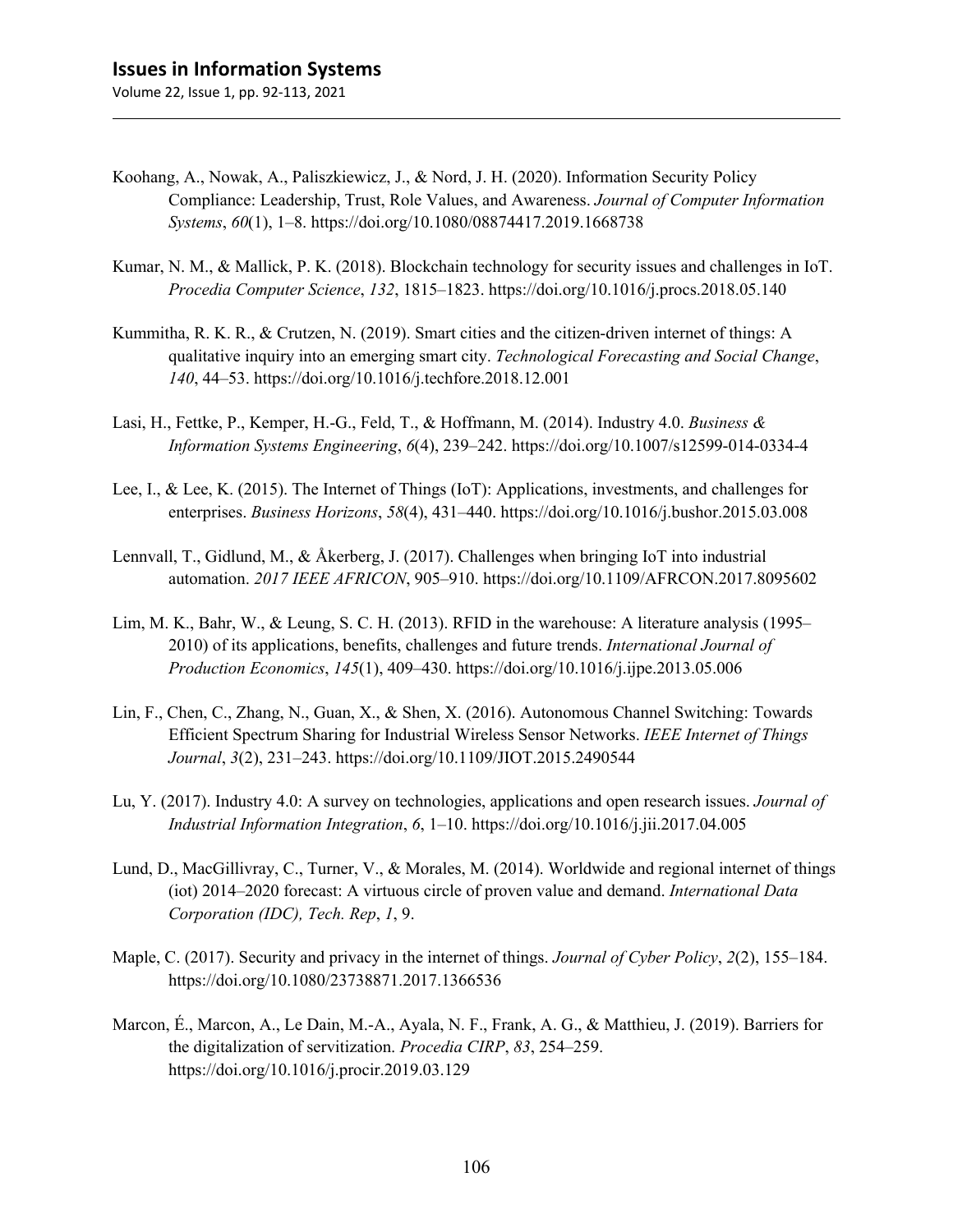Koohang, A., Nowak, A., Paliszkiewicz, J., & Nord, J. H. (2020). Information Security Policy Compliance: Leadership, Trust, Role Values, and Awareness. *Journal of Computer Information Systems*, *60*(1), 1–8. https://doi.org/10.1080/08874417.2019.1668738

Kumar, N. M., & Mallick, P. K. (2018). Blockchain technology for security issues and challenges in IoT. *Procedia Computer Science*, *132*, 1815–1823. https://doi.org/10.1016/j.procs.2018.05.140

Kummitha, R. K. R., & Crutzen, N. (2019). Smart cities and the citizen-driven internet of things: A qualitative inquiry into an emerging smart city. *Technological Forecasting and Social Change*, *140*, 44–53. https://doi.org/10.1016/j.techfore.2018.12.001

Lasi, H., Fettke, P., Kemper, H.-G., Feld, T., & Hoffmann, M. (2014). Industry 4.0. *Business & Information Systems Engineering*, *6*(4), 239–242. https://doi.org/10.1007/s12599-014-0334-4

Lee, I., & Lee, K. (2015). The Internet of Things (IoT): Applications, investments, and challenges for enterprises. *Business Horizons*, *58*(4), 431–440. https://doi.org/10.1016/j.bushor.2015.03.008

Lennvall, T., Gidlund, M., & Åkerberg, J. (2017). Challenges when bringing IoT into industrial automation. *2017 IEEE AFRICON*, 905–910. https://doi.org/10.1109/AFRCON.2017.8095602

Lim, M. K., Bahr, W., & Leung, S. C. H. (2013). RFID in the warehouse: A literature analysis (1995–2010) of its applications, benefits, challenges and future trends. *International Journal of Production Economics*, *145*(1), 409–430. https://doi.org/10.1016/j.ijpe.2013.05.006

Lin, F., Chen, C., Zhang, N., Guan, X., & Shen, X. (2016). Autonomous Channel Switching: Towards Efficient Spectrum Sharing for Industrial Wireless Sensor Networks. *IEEE Internet of Things Journal*, *3*(2), 231–243. https://doi.org/10.1109/JIOT.2015.2490544

Lu, Y. (2017). Industry 4.0: A survey on technologies, applications and open research issues. *Journal of Industrial Information Integration*, *6*, 1–10. https://doi.org/10.1016/j.jii.2017.04.005

Lund, D., MacGillivray, C., Turner, V., & Morales, M. (2014). Worldwide and regional internet of things (iot) 2014–2020 forecast: A virtuous circle of proven value and demand. *International Data Corporation (IDC), Tech. Rep*, *1*, 9.

Maple, C. (2017). Security and privacy in the internet of things. *Journal of Cyber Policy*, *2*(2), 155–184. https://doi.org/10.1080/23738871.2017.1366536

Marcon, É., Marcon, A., Le Dain, M.-A., Ayala, N. F., Frank, A. G., & Matthieu, J. (2019). Barriers for the digitalization of servitization. *Procedia CIRP*, *83*, 254–259. https://doi.org/10.1016/j.procir.2019.03.129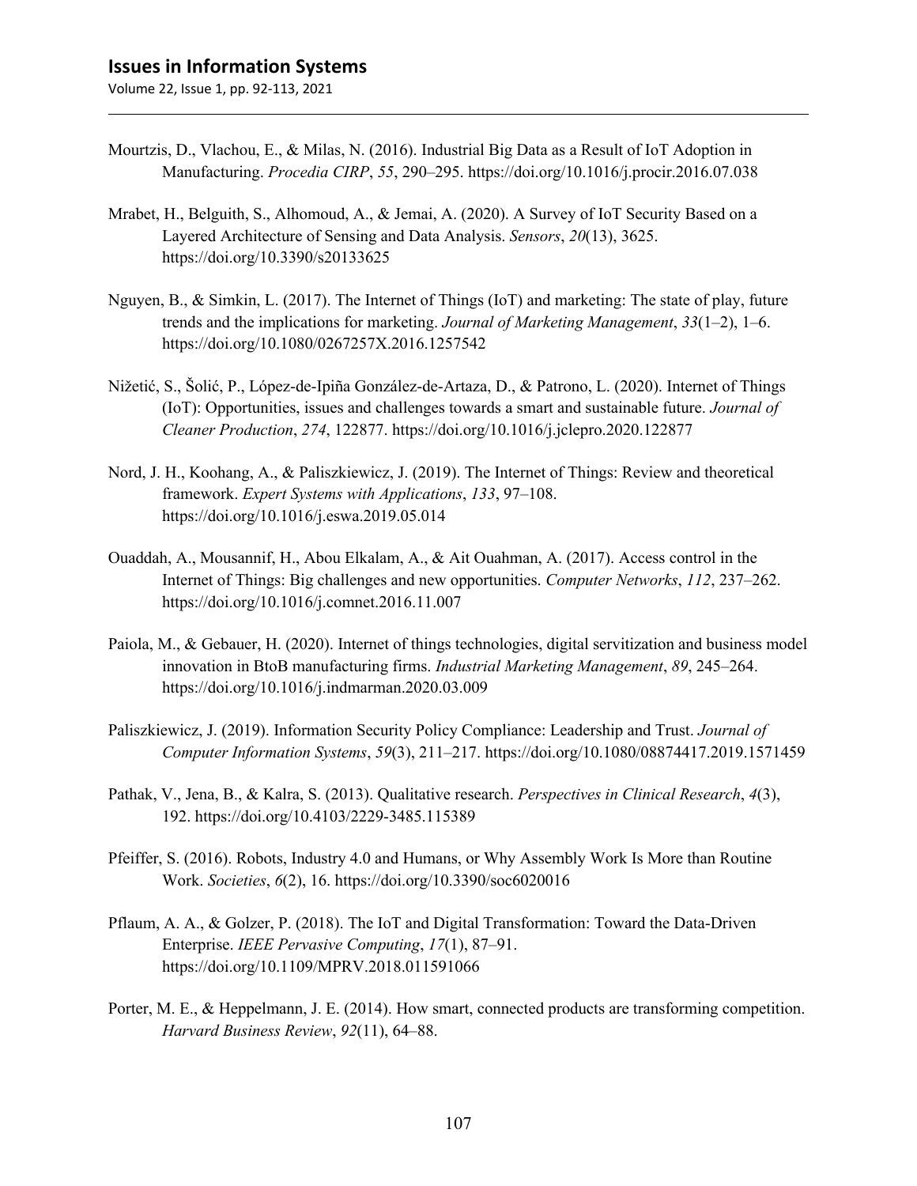Mourtzis, D., Vlachou, E., & Milas, N. (2016). Industrial Big Data as a Result of IoT Adoption in Manufacturing. *Procedia CIRP*, *55*, 290–295. https://doi.org/10.1016/j.procir.2016.07.038

Mrabet, H., Belguith, S., Alhomoud, A., & Jemai, A. (2020). A Survey of IoT Security Based on a Layered Architecture of Sensing and Data Analysis. *Sensors*, *20*(13), 3625. https://doi.org/10.3390/s20133625

Nguyen, B., & Simkin, L. (2017). The Internet of Things (IoT) and marketing: The state of play, future trends and the implications for marketing. *Journal of Marketing Management*, *33*(1–2), 1–6. https://doi.org/10.1080/0267257X.2016.1257542

Nižetić, S., Šolić, P., López-de-Ipiña González-de-Artaza, D., & Patrono, L. (2020). Internet of Things (IoT): Opportunities, issues and challenges towards a smart and sustainable future. *Journal of Cleaner Production*, *274*, 122877. https://doi.org/10.1016/j.jclepro.2020.122877

Nord, J. H., Koohang, A., & Paliszkiewicz, J. (2019). The Internet of Things: Review and theoretical framework. *Expert Systems with Applications*, *133*, 97–108. https://doi.org/10.1016/j.eswa.2019.05.014

Ouaddah, A., Mousannif, H., Abou Elkalam, A., & Ait Ouahman, A. (2017). Access control in the Internet of Things: Big challenges and new opportunities. *Computer Networks*, *112*, 237–262. https://doi.org/10.1016/j.comnet.2016.11.007

Paiola, M., & Gebauer, H. (2020). Internet of things technologies, digital servitization and business model innovation in BtoB manufacturing firms. *Industrial Marketing Management*, *89*, 245–264. https://doi.org/10.1016/j.indmarman.2020.03.009

Paliszkiewicz, J. (2019). Information Security Policy Compliance: Leadership and Trust. *Journal of Computer Information Systems*, *59*(3), 211–217. https://doi.org/10.1080/08874417.2019.1571459

Pathak, V., Jena, B., & Kalra, S. (2013). Qualitative research. *Perspectives in Clinical Research*, *4*(3), 192. https://doi.org/10.4103/2229-3485.115389

Pfeiffer, S. (2016). Robots, Industry 4.0 and Humans, or Why Assembly Work Is More than Routine Work. *Societies*, *6*(2), 16. https://doi.org/10.3390/soc6020016

Pflaum, A. A., & Golzer, P. (2018). The IoT and Digital Transformation: Toward the Data-Driven Enterprise. *IEEE Pervasive Computing*, *17*(1), 87–91. https://doi.org/10.1109/MPRV.2018.011591066

Porter, M. E., & Heppelmann, J. E. (2014). How smart, connected products are transforming competition. *Harvard Business Review*, *92*(11), 64–88.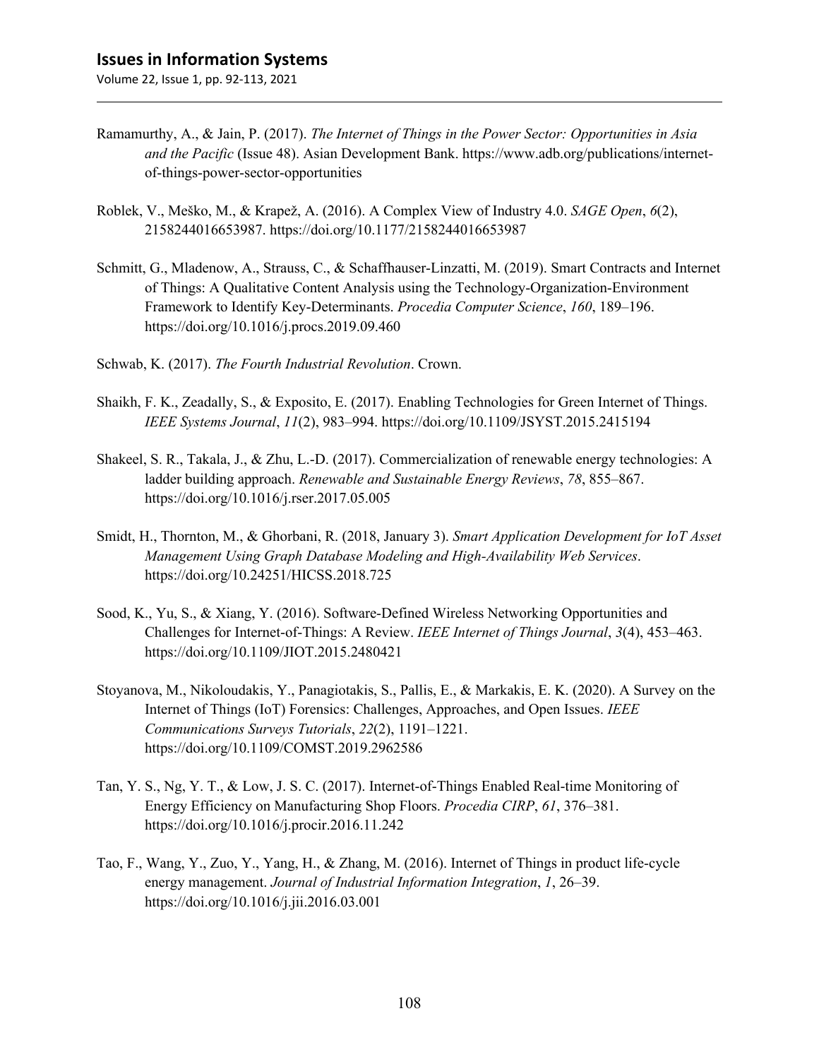Ramamurthy, A., & Jain, P. (2017). *The Internet of Things in the Power Sector: Opportunities in Asia and the Pacific* (Issue 48). Asian Development Bank. https://www.adb.org/publications/internet-of-things-power-sector-opportunities

Roblek, V., Meško, M., & Krapež, A. (2016). A Complex View of Industry 4.0. *SAGE Open*, *6*(2), 2158244016653987. https://doi.org/10.1177/2158244016653987

Schmitt, G., Mladenow, A., Strauss, C., & Schaffhauser-Linzatti, M. (2019). Smart Contracts and Internet of Things: A Qualitative Content Analysis using the Technology-Organization-Environment Framework to Identify Key-Determinants. *Procedia Computer Science*, *160*, 189–196. https://doi.org/10.1016/j.procs.2019.09.460

Schwab, K. (2017). *The Fourth Industrial Revolution*. Crown.

Shaikh, F. K., Zeadally, S., & Exposito, E. (2017). Enabling Technologies for Green Internet of Things. *IEEE Systems Journal*, *11*(2), 983–994. https://doi.org/10.1109/JSYST.2015.2415194

Shakeel, S. R., Takala, J., & Zhu, L.-D. (2017). Commercialization of renewable energy technologies: A ladder building approach. *Renewable and Sustainable Energy Reviews*, *78*, 855–867. https://doi.org/10.1016/j.rser.2017.05.005

Smidt, H., Thornton, M., & Ghorbani, R. (2018, January 3). *Smart Application Development for IoT Asset Management Using Graph Database Modeling and High-Availability Web Services*. https://doi.org/10.24251/HICSS.2018.725

Sood, K., Yu, S., & Xiang, Y. (2016). Software-Defined Wireless Networking Opportunities and Challenges for Internet-of-Things: A Review. *IEEE Internet of Things Journal*, *3*(4), 453–463. https://doi.org/10.1109/JIOT.2015.2480421

Stoyanova, M., Nikoloudakis, Y., Panagiotakis, S., Pallis, E., & Markakis, E. K. (2020). A Survey on the Internet of Things (IoT) Forensics: Challenges, Approaches, and Open Issues. *IEEE Communications Surveys Tutorials*, *22*(2), 1191–1221. https://doi.org/10.1109/COMST.2019.2962586

Tan, Y. S., Ng, Y. T., & Low, J. S. C. (2017). Internet-of-Things Enabled Real-time Monitoring of Energy Efficiency on Manufacturing Shop Floors. *Procedia CIRP*, *61*, 376–381. https://doi.org/10.1016/j.procir.2016.11.242

Tao, F., Wang, Y., Zuo, Y., Yang, H., & Zhang, M. (2016). Internet of Things in product life-cycle energy management. *Journal of Industrial Information Integration*, *1*, 26–39. https://doi.org/10.1016/j.jii.2016.03.001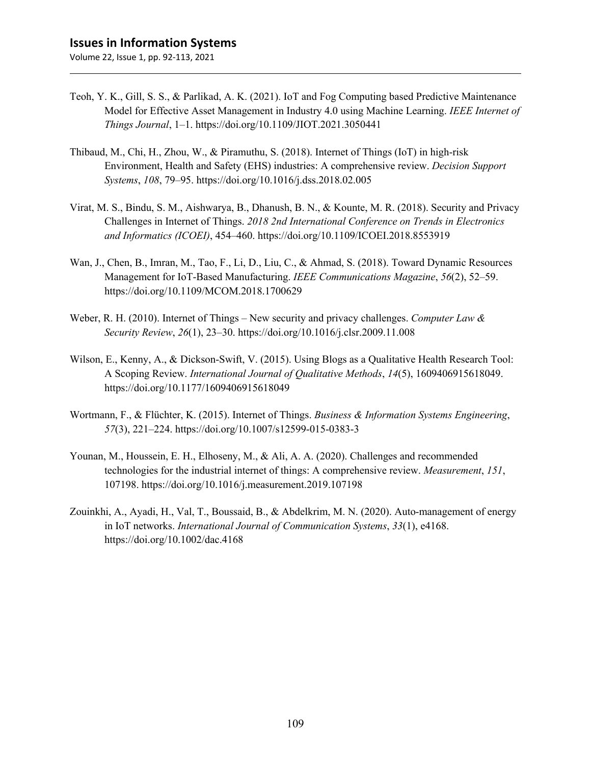Teoh, Y. K., Gill, S. S., & Parlikad, A. K. (2021). IoT and Fog Computing based Predictive Maintenance Model for Effective Asset Management in Industry 4.0 using Machine Learning. *IEEE Internet of Things Journal*, 1–1. https://doi.org/10.1109/JIOT.2021.3050441

Thibaud, M., Chi, H., Zhou, W., & Piramuthu, S. (2018). Internet of Things (IoT) in high-risk Environment, Health and Safety (EHS) industries: A comprehensive review. *Decision Support Systems*, *108*, 79–95. https://doi.org/10.1016/j.dss.2018.02.005

Virat, M. S., Bindu, S. M., Aishwarya, B., Dhanush, B. N., & Kounte, M. R. (2018). Security and Privacy Challenges in Internet of Things. *2018 2nd International Conference on Trends in Electronics and Informatics (ICOEI)*, 454–460. https://doi.org/10.1109/ICOEI.2018.8553919

Wan, J., Chen, B., Imran, M., Tao, F., Li, D., Liu, C., & Ahmad, S. (2018). Toward Dynamic Resources Management for IoT-Based Manufacturing. *IEEE Communications Magazine*, *56*(2), 52–59. https://doi.org/10.1109/MCOM.2018.1700629

Weber, R. H. (2010). Internet of Things – New security and privacy challenges. *Computer Law & Security Review*, *26*(1), 23–30. https://doi.org/10.1016/j.clsr.2009.11.008

Wilson, E., Kenny, A., & Dickson-Swift, V. (2015). Using Blogs as a Qualitative Health Research Tool: A Scoping Review. *International Journal of Qualitative Methods*, *14*(5), 1609406915618049. https://doi.org/10.1177/1609406915618049

Wortmann, F., & Flüchter, K. (2015). Internet of Things. *Business & Information Systems Engineering*, *57*(3), 221–224. https://doi.org/10.1007/s12599-015-0383-3

Younan, M., Houssein, E. H., Elhoseny, M., & Ali, A. A. (2020). Challenges and recommended technologies for the industrial internet of things: A comprehensive review. *Measurement*, *151*, 107198. https://doi.org/10.1016/j.measurement.2019.107198

Zouinkhi, A., Ayadi, H., Val, T., Boussaid, B., & Abdelkrim, M. N. (2020). Auto-management of energy in IoT networks. *International Journal of Communication Systems*, *33*(1), e4168. https://doi.org/10.1002/dac.4168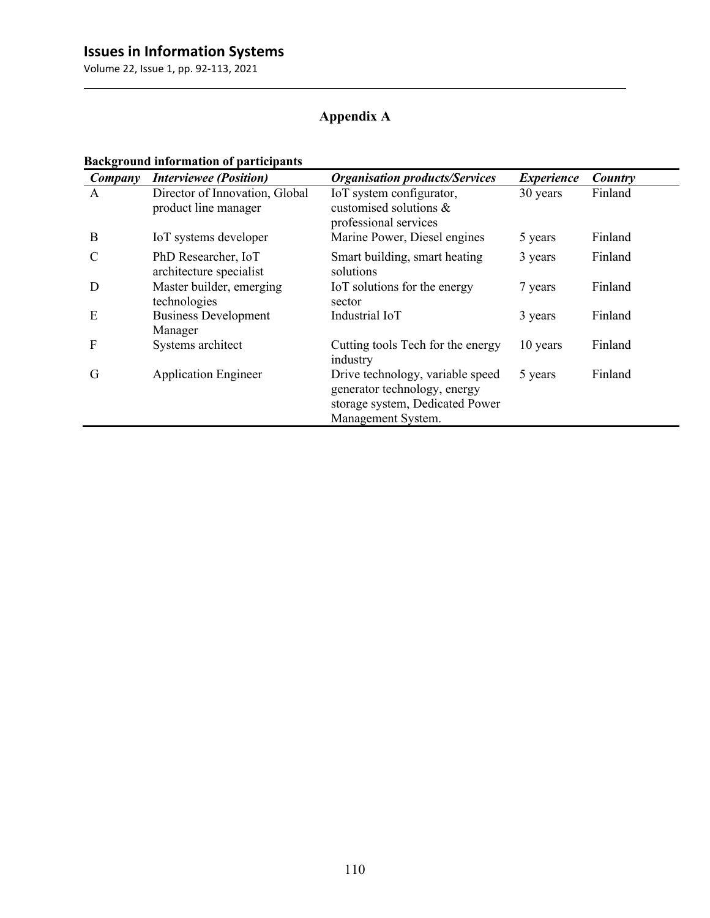## Appendix A

**Background information of participants**

| ***Company*** | ***Interviewee (Position)*** | ***Organisation products/Services*** | ***Experience*** | ***Country*** |
|---|---|---|---|---|
| A | Director of Innovation, Global product line manager | IoT system configurator, customised solutions & professional services | 30 years | Finland |
| B | IoT systems developer | Marine Power, Diesel engines | 5 years | Finland |
| C | PhD Researcher, IoT architecture specialist | Smart building, smart heating solutions | 3 years | Finland |
| D | Master builder, emerging technologies | IoT solutions for the energy sector | 7 years | Finland |
| E | Business Development Manager | Industrial IoT | 3 years | Finland |
| F | Systems architect | Cutting tools Tech for the energy industry | 10 years | Finland |
| G | Application Engineer | Drive technology, variable speed generator technology, energy storage system, Dedicated Power Management System. | 5 years | Finland |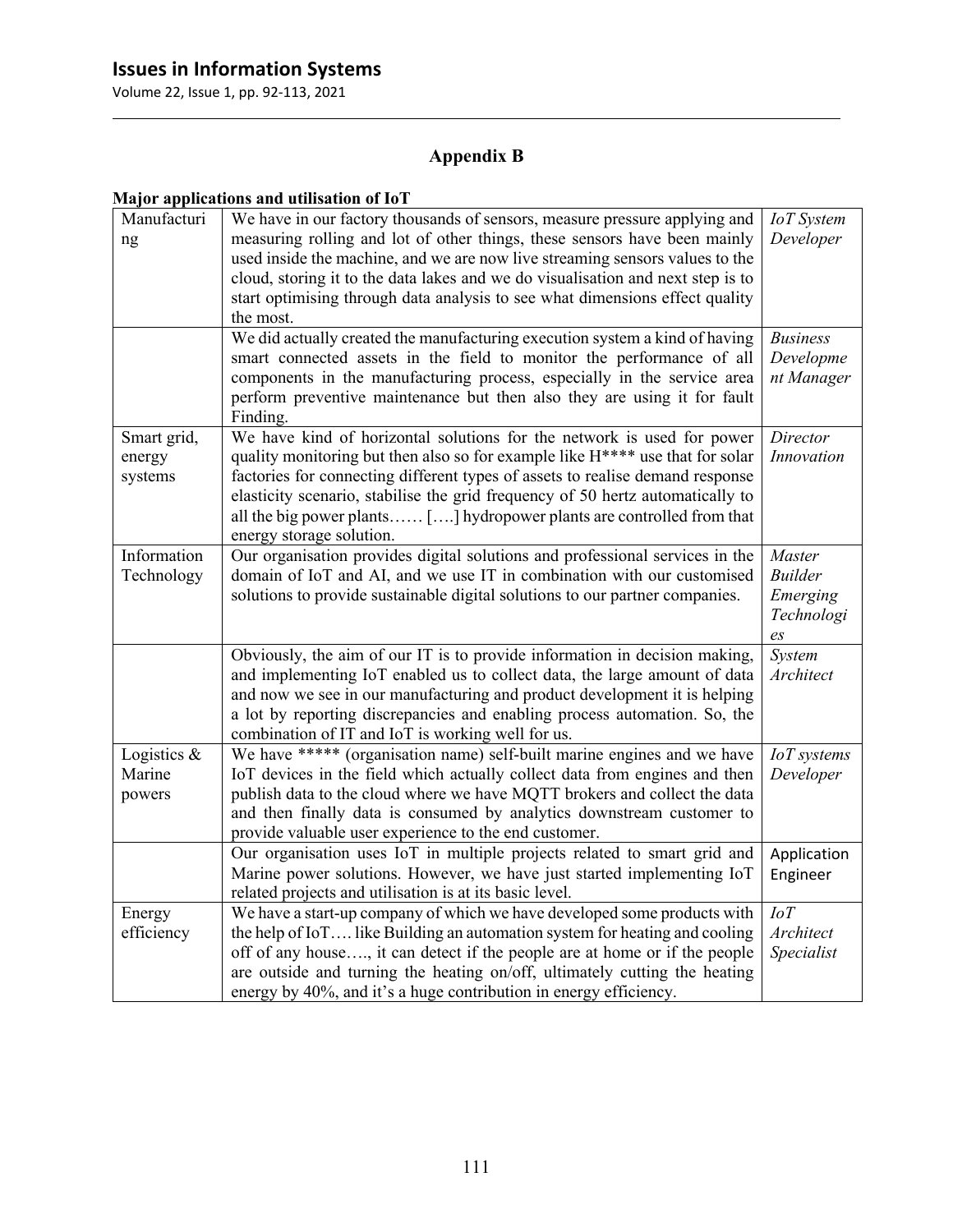## Appendix B

**Major applications and utilisation of IoT**

| | | |
|---|---|---|
| Manufacturing | We have in our factory thousands of sensors, measure pressure applying and measuring rolling and lot of other things, these sensors have been mainly used inside the machine, and we are now live streaming sensors values to the cloud, storing it to the data lakes and we do visualisation and next step is to start optimising through data analysis to see what dimensions effect quality the most. | *IoT System Developer* |
| | We did actually created the manufacturing execution system a kind of having smart connected assets in the field to monitor the performance of all components in the manufacturing process, especially in the service area perform preventive maintenance but then also they are using it for fault Finding. | *Business Development Manager* |
| Smart grid, energy systems | We have kind of horizontal solutions for the network is used for power quality monitoring but then also so for example like H**** use that for solar factories for connecting different types of assets to realise demand response elasticity scenario, stabilise the grid frequency of 50 hertz automatically to all the big power plants…… [….] hydropower plants are controlled from that energy storage solution. | *Director Innovation* |
| Information Technology | Our organisation provides digital solutions and professional services in the domain of IoT and AI, and we use IT in combination with our customised solutions to provide sustainable digital solutions to our partner companies. | *Master Builder Emerging Technologies* |
| | Obviously, the aim of our IT is to provide information in decision making, and implementing IoT enabled us to collect data, the large amount of data and now we see in our manufacturing and product development it is helping a lot by reporting discrepancies and enabling process automation. So, the combination of IT and IoT is working well for us. | *System Architect* |
| Logistics & Marine powers | We have ***** (organisation name) self-built marine engines and we have IoT devices in the field which actually collect data from engines and then publish data to the cloud where we have MQTT brokers and collect the data and then finally data is consumed by analytics downstream customer to provide valuable user experience to the end customer. | *IoT systems Developer* |
| | Our organisation uses IoT in multiple projects related to smart grid and Marine power solutions. However, we have just started implementing IoT related projects and utilisation is at its basic level. | Application Engineer |
| Energy efficiency | We have a start-up company of which we have developed some products with the help of IoT…. like Building an automation system for heating and cooling off of any house…., it can detect if the people are at home or if the people are outside and turning the heating on/off, ultimately cutting the heating energy by 40%, and it's a huge contribution in energy efficiency. | *IoT Architect Specialist* |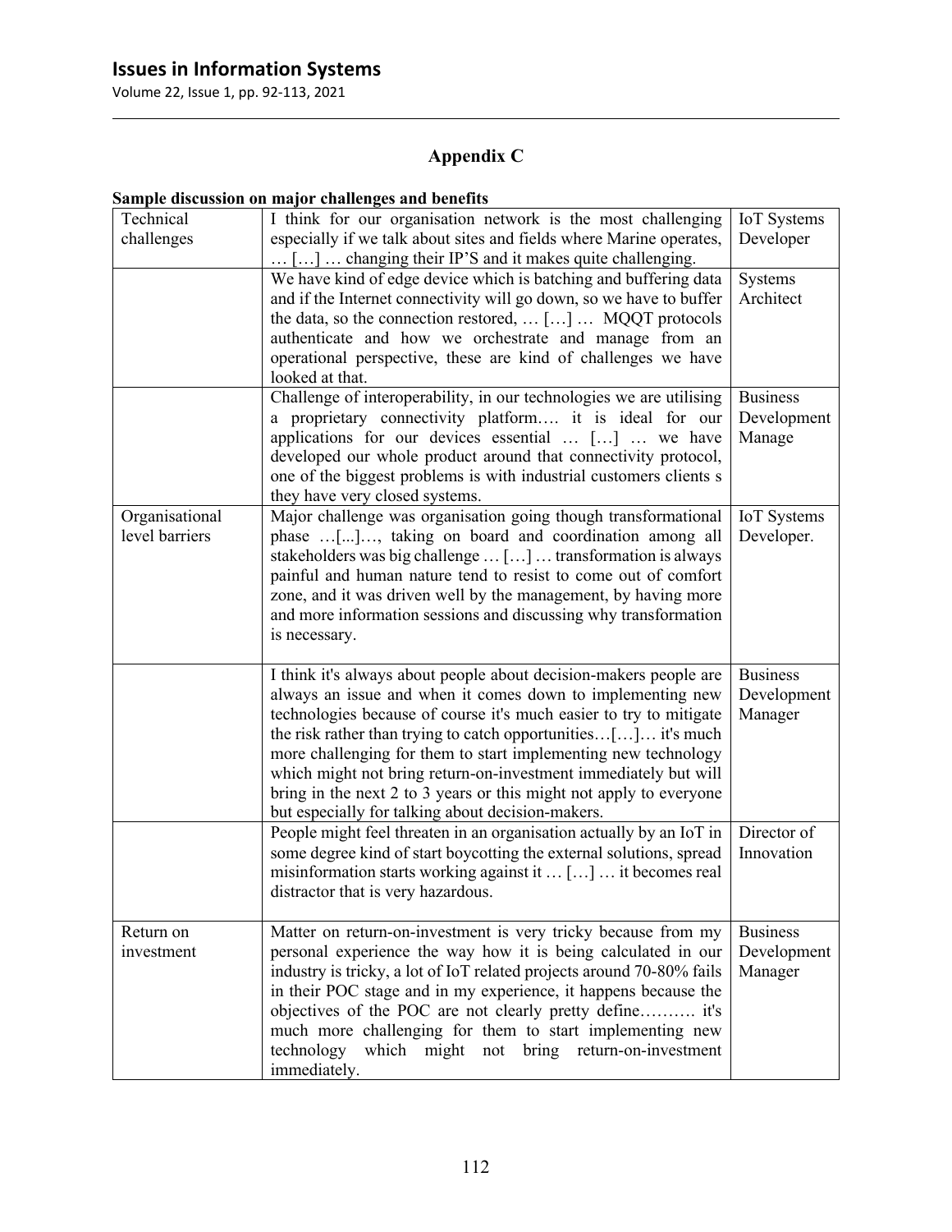## Appendix C

**Sample discussion on major challenges and benefits**

| | | |
|---|---|---|
| Technical challenges | I think for our organisation network is the most challenging especially if we talk about sites and fields where Marine operates, … […] … changing their IP'S and it makes quite challenging. | IoT Systems Developer |
| | We have kind of edge device which is batching and buffering data and if the Internet connectivity will go down, so we have to buffer the data, so the connection restored, … […] … MQQT protocols authenticate and how we orchestrate and manage from an operational perspective, these are kind of challenges we have looked at that. | Systems Architect |
| | Challenge of interoperability, in our technologies we are utilising a proprietary connectivity platform…. it is ideal for our applications for our devices essential … […] … we have developed our whole product around that connectivity protocol, one of the biggest problems is with industrial customers clients s they have very closed systems. | Business Development Manage |
| Organisational level barriers | Major challenge was organisation going though transformational phase …[...]…, taking on board and coordination among all stakeholders was big challenge … […] … transformation is always painful and human nature tend to resist to come out of comfort zone, and it was driven well by the management, by having more and more information sessions and discussing why transformation is necessary. | IoT Systems Developer. |
| | I think it's always about people about decision-makers people are always an issue and when it comes down to implementing new technologies because of course it's much easier to try to mitigate the risk rather than trying to catch opportunities…[…]… it's much more challenging for them to start implementing new technology which might not bring return-on-investment immediately but will bring in the next 2 to 3 years or this might not apply to everyone but especially for talking about decision-makers. | Business Development Manager |
| | People might feel threaten in an organisation actually by an IoT in some degree kind of start boycotting the external solutions, spread misinformation starts working against it … […] … it becomes real distractor that is very hazardous. | Director of Innovation |
| Return on investment | Matter on return-on-investment is very tricky because from my personal experience the way how it is being calculated in our industry is tricky, a lot of IoT related projects around 70-80% fails in their POC stage and in my experience, it happens because the objectives of the POC are not clearly pretty define………. it's much more challenging for them to start implementing new technology which might not bring return-on-investment immediately. | Business Development Manager |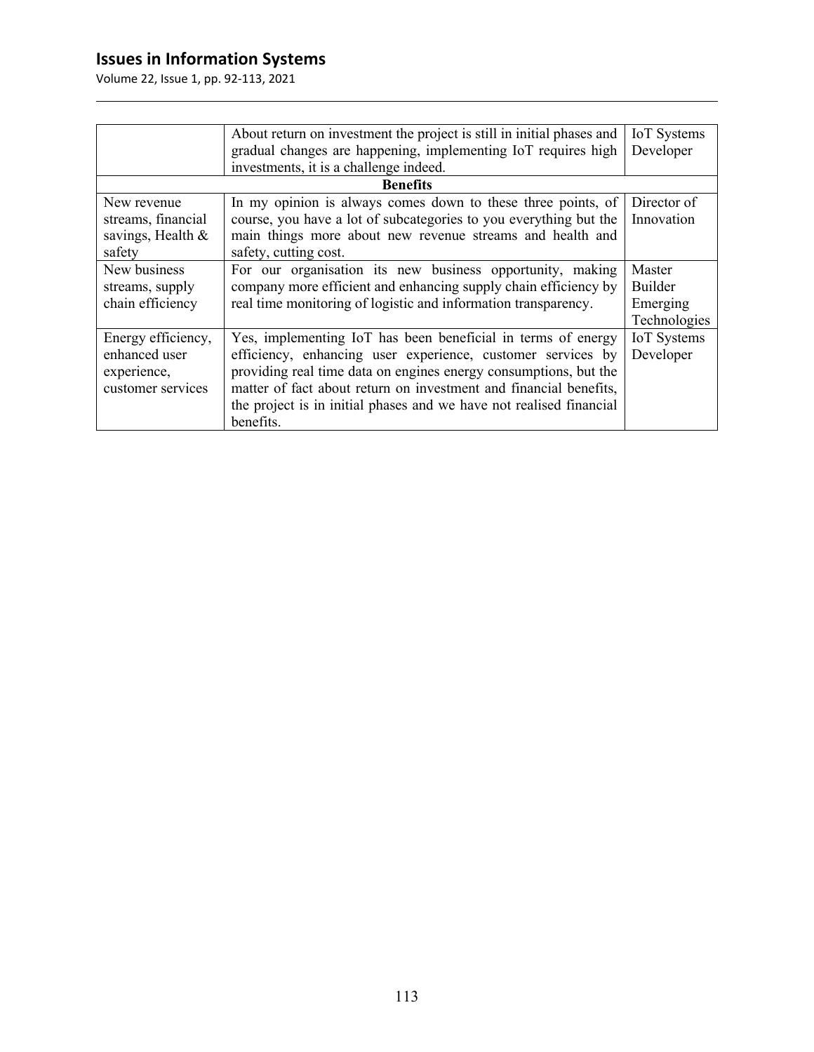| | | |
|---|---|---|
| | About return on investment the project is still in initial phases and gradual changes are happening, implementing IoT requires high investments, it is a challenge indeed. | IoT Systems Developer |
| **Benefits** | | |
| New revenue streams, financial savings, Health & safety | In my opinion is always comes down to these three points, of course, you have a lot of subcategories to you everything but the main things more about new revenue streams and health and safety, cutting cost. | Director of Innovation |
| New business streams, supply chain efficiency | For our organisation its new business opportunity, making company more efficient and enhancing supply chain efficiency by real time monitoring of logistic and information transparency. | Master Builder Emerging Technologies |
| Energy efficiency, enhanced user experience, customer services | Yes, implementing IoT has been beneficial in terms of energy efficiency, enhancing user experience, customer services by providing real time data on engines energy consumptions, but the matter of fact about return on investment and financial benefits, the project is in initial phases and we have not realised financial benefits. | IoT Systems Developer |